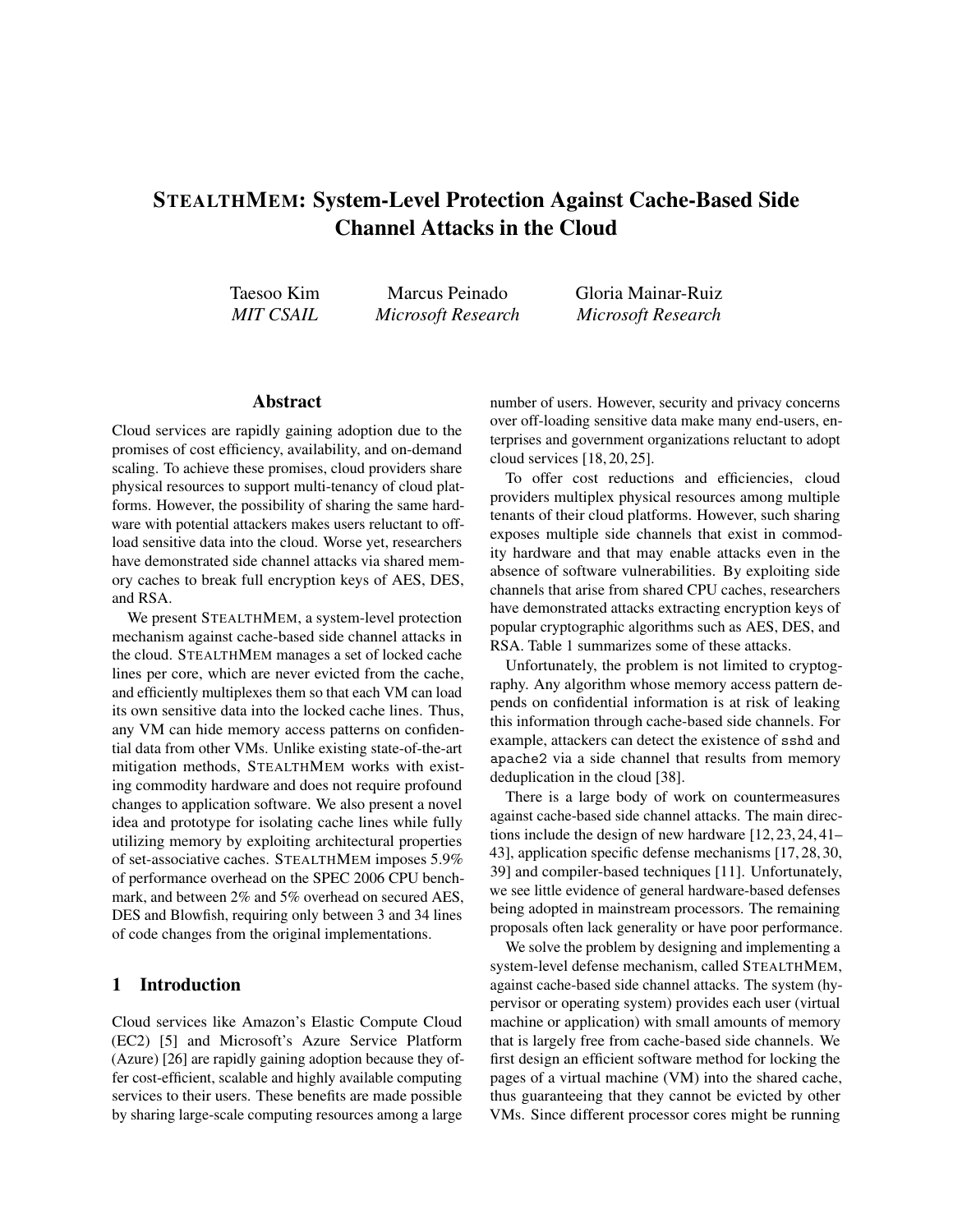# StealthMem: System-Level Protection Against Cache-Based Side Channel Attacks in the Cloud

Taesoo Kim
*MIT CSAIL*

Marcus Peinado
*Microsoft Research*

Gloria Mainar-Ruiz
*Microsoft Research*

## Abstract

Cloud services are rapidly gaining adoption due to the promises of cost efficiency, availability, and on-demand scaling. To achieve these promises, cloud providers share physical resources to support multi-tenancy of cloud platforms. However, the possibility of sharing the same hardware with potential attackers makes users reluctant to offload sensitive data into the cloud. Worse yet, researchers have demonstrated side channel attacks via shared memory caches to break full encryption keys of AES, DES, and RSA.

We present StealthMem, a system-level protection mechanism against cache-based side channel attacks in the cloud. StealthMem manages a set of locked cache lines per core, which are never evicted from the cache, and efficiently multiplexes them so that each VM can load its own sensitive data into the locked cache lines. Thus, any VM can hide memory access patterns on confidential data from other VMs. Unlike existing state-of-the-art mitigation methods, StealthMem works with existing commodity hardware and does not require profound changes to application software. We also present a novel idea and prototype for isolating cache lines while fully utilizing memory by exploiting architectural properties of set-associative caches. StealthMem imposes 5.9% of performance overhead on the SPEC 2006 CPU benchmark, and between 2% and 5% overhead on secured AES, DES and Blowfish, requiring only between 3 and 34 lines of code changes from the original implementations.

## 1 Introduction

Cloud services like Amazon's Elastic Compute Cloud (EC2) [5] and Microsoft's Azure Service Platform (Azure) [26] are rapidly gaining adoption because they offer cost-efficient, scalable and highly available computing services to their users. These benefits are made possible by sharing large-scale computing resources among a large number of users. However, security and privacy concerns over off-loading sensitive data make many end-users, enterprises and government organizations reluctant to adopt cloud services [18, 20, 25].

To offer cost reductions and efficiencies, cloud providers multiplex physical resources among multiple tenants of their cloud platforms. However, such sharing exposes multiple side channels that exist in commodity hardware and that may enable attacks even in the absence of software vulnerabilities. By exploiting side channels that arise from shared CPU caches, researchers have demonstrated attacks extracting encryption keys of popular cryptographic algorithms such as AES, DES, and RSA. Table 1 summarizes some of these attacks.

Unfortunately, the problem is not limited to cryptography. Any algorithm whose memory access pattern depends on confidential information is at risk of leaking this information through cache-based side channels. For example, attackers can detect the existence of `sshd` and `apache2` via a side channel that results from memory deduplication in the cloud [38].

There is a large body of work on countermeasures against cache-based side channel attacks. The main directions include the design of new hardware [12, 23, 24, 41–43], application specific defense mechanisms [17, 28, 30, 39] and compiler-based techniques [11]. Unfortunately, we see little evidence of general hardware-based defenses being adopted in mainstream processors. The remaining proposals often lack generality or have poor performance.

We solve the problem by designing and implementing a system-level defense mechanism, called StealthMem, against cache-based side channel attacks. The system (hypervisor or operating system) provides each user (virtual machine or application) with small amounts of memory that is largely free from cache-based side channels. We first design an efficient software method for locking the pages of a virtual machine (VM) into the shared cache, thus guaranteeing that they cannot be evicted by other VMs. Since different processor cores might be running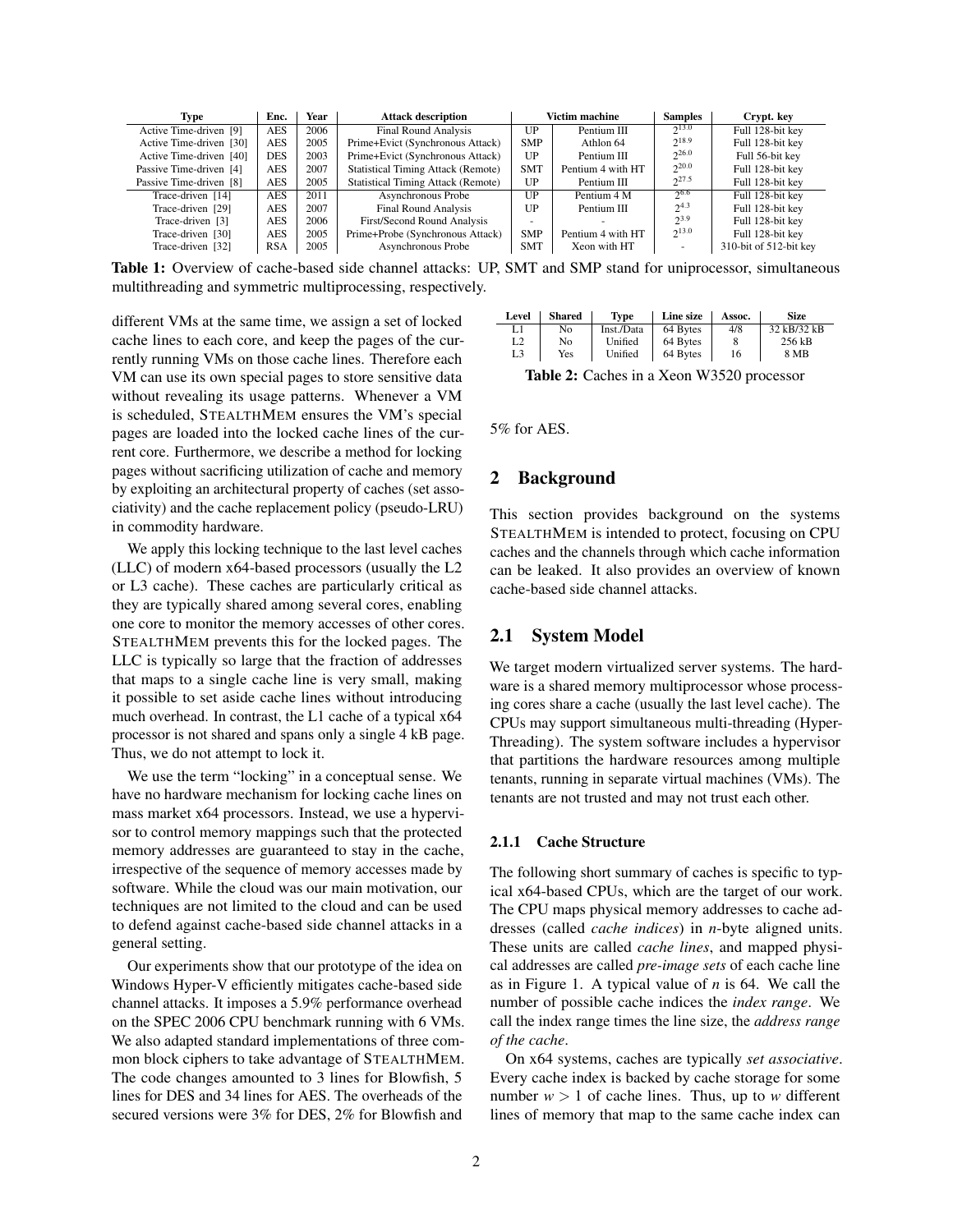| Type | Enc. | Year | Attack description | Victim machine | | Samples | Crypt. key |
|---|---|---|---|---|---|---|---|
| Active Time-driven [9] | AES | 2006 | Final Round Analysis | UP | Pentium III | $2^{13.0}$ | Full 128-bit key |
| Active Time-driven [30] | AES | 2005 | Prime+Evict (Synchronous Attack) | SMP | Athlon 64 | $2^{18.9}$ | Full 128-bit key |
| Active Time-driven [40] | DES | 2003 | Prime+Evict (Synchronous Attack) | UP | Pentium III | $2^{26.0}$ | Full 56-bit key |
| Passive Time-driven [4] | AES | 2007 | Statistical Timing Attack (Remote) | SMT | Pentium 4 with HT | $2^{20.0}$ | Full 128-bit key |
| Passive Time-driven [8] | AES | 2005 | Statistical Timing Attack (Remote) | UP | Pentium III | $2^{27.5}$ | Full 128-bit key |
| Trace-driven [14] | AES | 2011 | Asynchronous Probe | UP | Pentium 4 M | $2^{6.6}$ | Full 128-bit key |
| Trace-driven [29] | AES | 2007 | Final Round Analysis | UP | Pentium III | $2^{4.3}$ | Full 128-bit key |
| Trace-driven [3] | AES | 2006 | First/Second Round Analysis | - | - | $2^{3.9}$ | Full 128-bit key |
| Trace-driven [30] | AES | 2005 | Prime+Probe (Synchronous Attack) | SMP | Pentium 4 with HT | $2^{13.0}$ | Full 128-bit key |
| Trace-driven [32] | RSA | 2005 | Asynchronous Probe | SMT | Xeon with HT | - | 310-bit of 512-bit key |

**Table 1:** Overview of cache-based side channel attacks: UP, SMT and SMP stand for uniprocessor, simultaneous multithreading and symmetric multiprocessing, respectively.

different VMs at the same time, we assign a set of locked cache lines to each core, and keep the pages of the currently running VMs on those cache lines. Therefore each VM can use its own special pages to store sensitive data without revealing its usage patterns. Whenever a VM is scheduled, STEALTHMEM ensures the VM's special pages are loaded into the locked cache lines of the current core. Furthermore, we describe a method for locking pages without sacrificing utilization of cache and memory by exploiting an architectural property of caches (set associativity) and the cache replacement policy (pseudo-LRU) in commodity hardware.

We apply this locking technique to the last level caches (LLC) of modern x64-based processors (usually the L2 or L3 cache). These caches are particularly critical as they are typically shared among several cores, enabling one core to monitor the memory accesses of other cores. STEALTHMEM prevents this for the locked pages. The LLC is typically so large that the fraction of addresses that maps to a single cache line is very small, making it possible to set aside cache lines without introducing much overhead. In contrast, the L1 cache of a typical x64 processor is not shared and spans only a single 4 kB page. Thus, we do not attempt to lock it.

We use the term "locking" in a conceptual sense. We have no hardware mechanism for locking cache lines on mass market x64 processors. Instead, we use a hypervisor to control memory mappings such that the protected memory addresses are guaranteed to stay in the cache, irrespective of the sequence of memory accesses made by software. While the cloud was our main motivation, our techniques are not limited to the cloud and can be used to defend against cache-based side channel attacks in a general setting.

Our experiments show that our prototype of the idea on Windows Hyper-V efficiently mitigates cache-based side channel attacks. It imposes a 5.9% performance overhead on the SPEC 2006 CPU benchmark running with 6 VMs. We also adapted standard implementations of three common block ciphers to take advantage of STEALTHMEM. The code changes amounted to 3 lines for Blowfish, 5 lines for DES and 34 lines for AES. The overheads of the secured versions were 3% for DES, 2% for Blowfish and 5% for AES.

| Level | Shared | Type | Line size | Assoc. | Size |
|---|---|---|---|---|---|
| L1 | No | Inst./Data | 64 Bytes | 4/8 | 32 kB/32 kB |
| L2 | No | Unified | 64 Bytes | 8 | 256 kB |
| L3 | Yes | Unified | 64 Bytes | 16 | 8 MB |

**Table 2:** Caches in a Xeon W3520 processor

## 2 Background

This section provides background on the systems STEALTHMEM is intended to protect, focusing on CPU caches and the channels through which cache information can be leaked. It also provides an overview of known cache-based side channel attacks.

## 2.1 System Model

We target modern virtualized server systems. The hardware is a shared memory multiprocessor whose processing cores share a cache (usually the last level cache). The CPUs may support simultaneous multi-threading (Hyper-Threading). The system software includes a hypervisor that partitions the hardware resources among multiple tenants, running in separate virtual machines (VMs). The tenants are not trusted and may not trust each other.

### 2.1.1 Cache Structure

The following short summary of caches is specific to typical x64-based CPUs, which are the target of our work. The CPU maps physical memory addresses to cache addresses (called *cache indices*) in $n$-byte aligned units. These units are called *cache lines*, and mapped physical addresses are called *pre-image sets* of each cache line as in Figure 1. A typical value of $n$ is 64. We call the number of possible cache indices the *index range*. We call the index range times the line size, the *address range of the cache*.

On x64 systems, caches are typically *set associative*. Every cache index is backed by cache storage for some number $w > 1$ of cache lines. Thus, up to $w$ different lines of memory that map to the same cache index can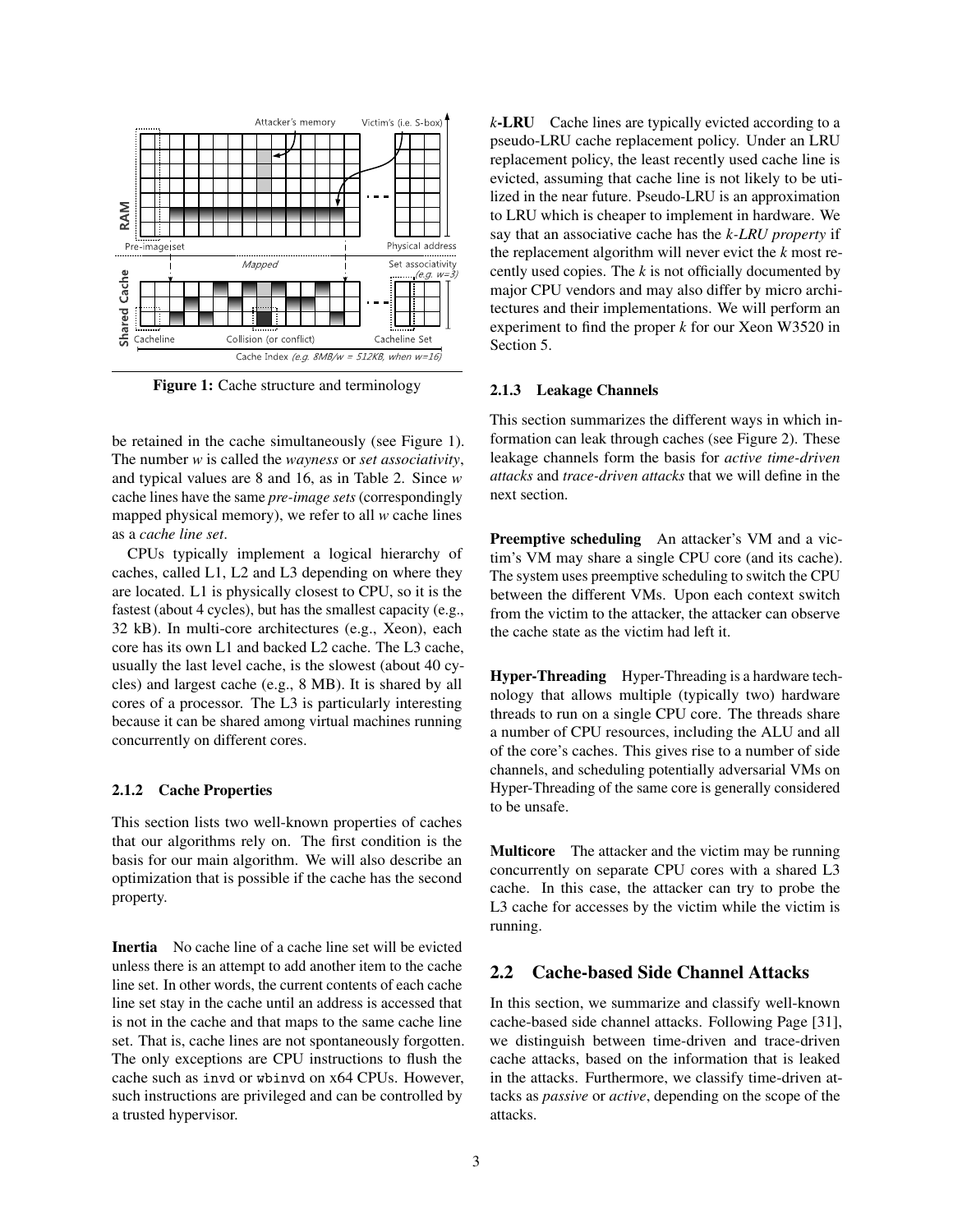Figure 1: Cache structure and terminology

be retained in the cache simultaneously (see Figure 1). The number *w* is called the *wayness* or *set associativity*, and typical values are 8 and 16, as in Table 2. Since *w* cache lines have the same *pre-image sets* (correspondingly mapped physical memory), we refer to all *w* cache lines as a *cache line set*.

CPUs typically implement a logical hierarchy of caches, called L1, L2 and L3 depending on where they are located. L1 is physically closest to CPU, so it is the fastest (about 4 cycles), but has the smallest capacity (e.g., 32 kB). In multi-core architectures (e.g., Xeon), each core has its own L1 and backed L2 cache. The L3 cache, usually the last level cache, is the slowest (about 40 cycles) and largest cache (e.g., 8 MB). It is shared by all cores of a processor. The L3 is particularly interesting because it can be shared among virtual machines running concurrently on different cores.

#### 2.1.2 Cache Properties

This section lists two well-known properties of caches that our algorithms rely on. The first condition is the basis for our main algorithm. We will also describe an optimization that is possible if the cache has the second property.

**Inertia** No cache line of a cache line set will be evicted unless there is an attempt to add another item to the cache line set. In other words, the current contents of each cache line set stay in the cache until an address is accessed that is not in the cache and that maps to the same cache line set. That is, cache lines are not spontaneously forgotten. The only exceptions are CPU instructions to flush the cache such as `invd` or `wbinvd` on x64 CPUs. However, such instructions are privileged and can be controlled by a trusted hypervisor.

***k*-LRU** Cache lines are typically evicted according to a pseudo-LRU cache replacement policy. Under an LRU replacement policy, the least recently used cache line is evicted, assuming that cache line is not likely to be utilized in the near future. Pseudo-LRU is an approximation to LRU which is cheaper to implement in hardware. We say that an associative cache has the *k-LRU property* if the replacement algorithm will never evict the *k* most recently used copies. The *k* is not officially documented by major CPU vendors and may also differ by micro architectures and their implementations. We will perform an experiment to find the proper *k* for our Xeon W3520 in Section 5.

#### 2.1.3 Leakage Channels

This section summarizes the different ways in which information can leak through caches (see Figure 2). These leakage channels form the basis for *active time-driven attacks* and *trace-driven attacks* that we will define in the next section.

**Preemptive scheduling** An attacker's VM and a victim's VM may share a single CPU core (and its cache). The system uses preemptive scheduling to switch the CPU between the different VMs. Upon each context switch from the victim to the attacker, the attacker can observe the cache state as the victim had left it.

**Hyper-Threading** Hyper-Threading is a hardware technology that allows multiple (typically two) hardware threads to run on a single CPU core. The threads share a number of CPU resources, including the ALU and all of the core's caches. This gives rise to a number of side channels, and scheduling potentially adversarial VMs on Hyper-Threading of the same core is generally considered to be unsafe.

**Multicore** The attacker and the victim may be running concurrently on separate CPU cores with a shared L3 cache. In this case, the attacker can try to probe the L3 cache for accesses by the victim while the victim is running.

## 2.2 Cache-based Side Channel Attacks

In this section, we summarize and classify well-known cache-based side channel attacks. Following Page [31], we distinguish between time-driven and trace-driven cache attacks, based on the information that is leaked in the attacks. Furthermore, we classify time-driven attacks as *passive* or *active*, depending on the scope of the attacks.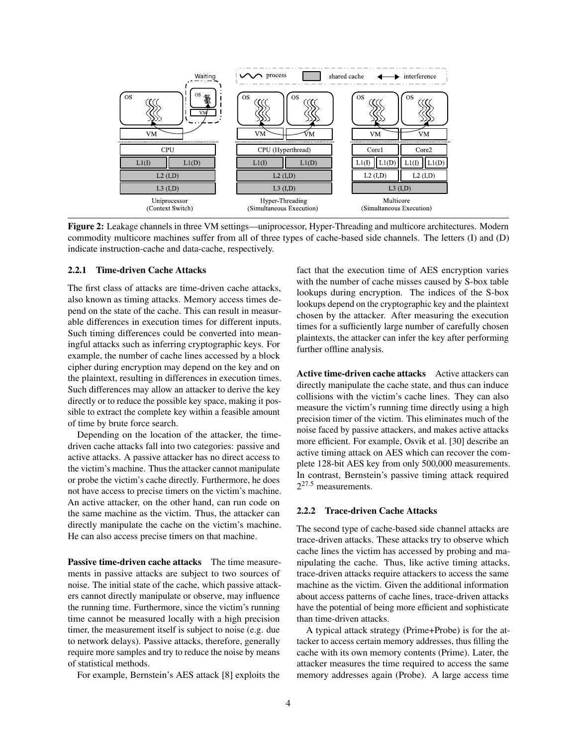Figure 2: Leakage channels in three VM settings—uniprocessor, Hyper-Threading and multicore architectures. Modern commodity multicore machines suffer from all of three types of cache-based side channels. The letters (I) and (D) indicate instruction-cache and data-cache, respectively.

### 2.2.1 Time-driven Cache Attacks

The first class of attacks are time-driven cache attacks, also known as timing attacks. Memory access times depend on the state of the cache. This can result in measurable differences in execution times for different inputs. Such timing differences could be converted into meaningful attacks such as inferring cryptographic keys. For example, the number of cache lines accessed by a block cipher during encryption may depend on the key and on the plaintext, resulting in differences in execution times. Such differences may allow an attacker to derive the key directly or to reduce the possible key space, making it possible to extract the complete key within a feasible amount of time by brute force search.

Depending on the location of the attacker, the time-driven cache attacks fall into two categories: passive and active attacks. A passive attacker has no direct access to the victim's machine. Thus the attacker cannot manipulate or probe the victim's cache directly. Furthermore, he does not have access to precise timers on the victim's machine. An active attacker, on the other hand, can run code on the same machine as the victim. Thus, the attacker can directly manipulate the cache on the victim's machine. He can also access precise timers on that machine.

**Passive time-driven cache attacks** The time measurements in passive attacks are subject to two sources of noise. The initial state of the cache, which passive attackers cannot directly manipulate or observe, may influence the running time. Furthermore, since the victim's running time cannot be measured locally with a high precision timer, the measurement itself is subject to noise (e.g. due to network delays). Passive attacks, therefore, generally require more samples and try to reduce the noise by means of statistical methods.

For example, Bernstein's AES attack [8] exploits the fact that the execution time of AES encryption varies with the number of cache misses caused by S-box table lookups during encryption. The indices of the S-box lookups depend on the cryptographic key and the plaintext chosen by the attacker. After measuring the execution times for a sufficiently large number of carefully chosen plaintexts, the attacker can infer the key after performing further offline analysis.

**Active time-driven cache attacks** Active attackers can directly manipulate the cache state, and thus can induce collisions with the victim's cache lines. They can also measure the victim's running time directly using a high precision timer of the victim. This eliminates much of the noise faced by passive attackers, and makes active attacks more efficient. For example, Osvik et al. [30] describe an active timing attack on AES which can recover the complete 128-bit AES key from only 500,000 measurements. In contrast, Bernstein's passive timing attack required $2^{27.5}$ measurements.

### 2.2.2 Trace-driven Cache Attacks

The second type of cache-based side channel attacks are trace-driven attacks. These attacks try to observe which cache lines the victim has accessed by probing and manipulating the cache. Thus, like active timing attacks, trace-driven attacks require attackers to access the same machine as the victim. Given the additional information about access patterns of cache lines, trace-driven attacks have the potential of being more efficient and sophisticate than time-driven attacks.

A typical attack strategy (Prime+Probe) is for the attacker to access certain memory addresses, thus filling the cache with its own memory contents (Prime). Later, the attacker measures the time required to access the same memory addresses again (Probe). A large access time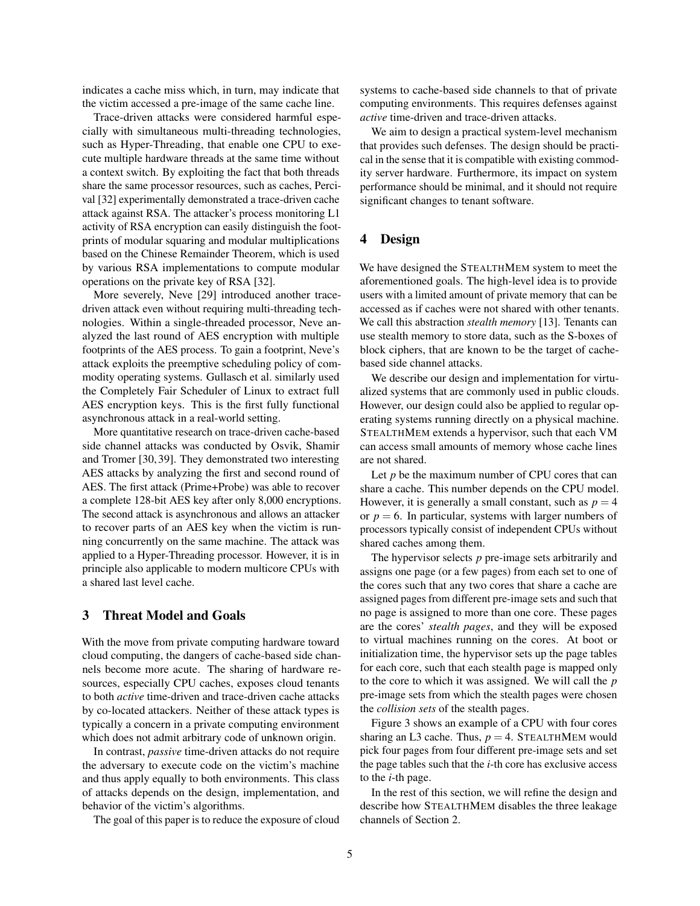indicates a cache miss which, in turn, may indicate that the victim accessed a pre-image of the same cache line.

Trace-driven attacks were considered harmful especially with simultaneous multi-threading technologies, such as Hyper-Threading, that enable one CPU to execute multiple hardware threads at the same time without a context switch. By exploiting the fact that both threads share the same processor resources, such as caches, Percival [32] experimentally demonstrated a trace-driven cache attack against RSA. The attacker's process monitoring L1 activity of RSA encryption can easily distinguish the footprints of modular squaring and modular multiplications based on the Chinese Remainder Theorem, which is used by various RSA implementations to compute modular operations on the private key of RSA [32].

More severely, Neve [29] introduced another trace-driven attack even without requiring multi-threading technologies. Within a single-threaded processor, Neve analyzed the last round of AES encryption with multiple footprints of the AES process. To gain a footprint, Neve's attack exploits the preemptive scheduling policy of commodity operating systems. Gullasch et al. similarly used the Completely Fair Scheduler of Linux to extract full AES encryption keys. This is the first fully functional asynchronous attack in a real-world setting.

More quantitative research on trace-driven cache-based side channel attacks was conducted by Osvik, Shamir and Tromer [30, 39]. They demonstrated two interesting AES attacks by analyzing the first and second round of AES. The first attack (Prime+Probe) was able to recover a complete 128-bit AES key after only 8,000 encryptions. The second attack is asynchronous and allows an attacker to recover parts of an AES key when the victim is running concurrently on the same machine. The attack was applied to a Hyper-Threading processor. However, it is in principle also applicable to modern multicore CPUs with a shared last level cache.

## 3 Threat Model and Goals

With the move from private computing hardware toward cloud computing, the dangers of cache-based side channels become more acute. The sharing of hardware resources, especially CPU caches, exposes cloud tenants to both *active* time-driven and trace-driven cache attacks by co-located attackers. Neither of these attack types is typically a concern in a private computing environment which does not admit arbitrary code of unknown origin.

In contrast, *passive* time-driven attacks do not require the adversary to execute code on the victim's machine and thus apply equally to both environments. This class of attacks depends on the design, implementation, and behavior of the victim's algorithms.

The goal of this paper is to reduce the exposure of cloud systems to cache-based side channels to that of private computing environments. This requires defenses against *active* time-driven and trace-driven attacks.

We aim to design a practical system-level mechanism that provides such defenses. The design should be practical in the sense that it is compatible with existing commodity server hardware. Furthermore, its impact on system performance should be minimal, and it should not require significant changes to tenant software.

## 4 Design

We have designed the StealthMem system to meet the aforementioned goals. The high-level idea is to provide users with a limited amount of private memory that can be accessed as if caches were not shared with other tenants. We call this abstraction *stealth memory* [13]. Tenants can use stealth memory to store data, such as the S-boxes of block ciphers, that are known to be the target of cache-based side channel attacks.

We describe our design and implementation for virtualized systems that are commonly used in public clouds. However, our design could also be applied to regular operating systems running directly on a physical machine. StealthMem extends a hypervisor, such that each VM can access small amounts of memory whose cache lines are not shared.

Let $p$ be the maximum number of CPU cores that can share a cache. This number depends on the CPU model. However, it is generally a small constant, such as $p = 4$ or $p = 6$. In particular, systems with larger numbers of processors typically consist of independent CPUs without shared caches among them.

The hypervisor selects $p$ pre-image sets arbitrarily and assigns one page (or a few pages) from each set to one of the cores such that any two cores that share a cache are assigned pages from different pre-image sets and such that no page is assigned to more than one core. These pages are the cores' *stealth pages*, and they will be exposed to virtual machines running on the cores. At boot or initialization time, the hypervisor sets up the page tables for each core, such that each stealth page is mapped only to the core to which it was assigned. We will call the $p$ pre-image sets from which the stealth pages were chosen the *collision sets* of the stealth pages.

Figure 3 shows an example of a CPU with four cores sharing an L3 cache. Thus, $p = 4$. StealthMem would pick four pages from four different pre-image sets and set the page tables such that the $i$-th core has exclusive access to the $i$-th page.

In the rest of this section, we will refine the design and describe how StealthMem disables the three leakage channels of Section 2.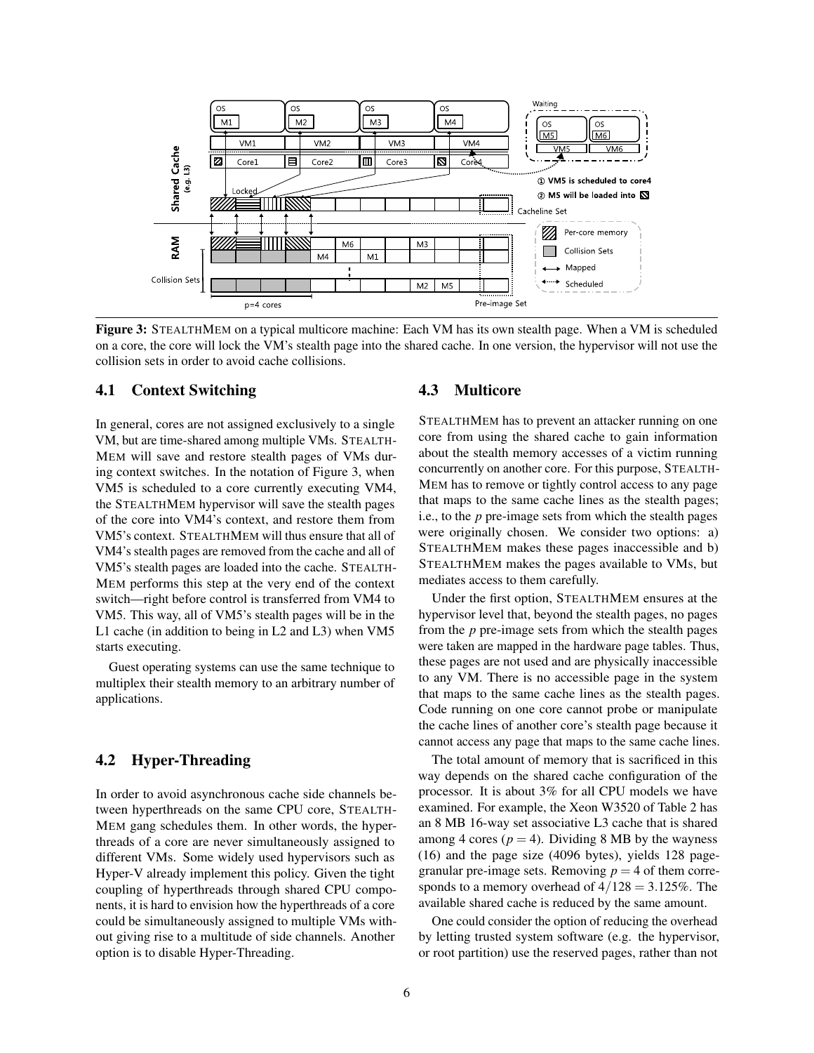**Figure 3:** STEALTHMEM on a typical multicore machine: Each VM has its own stealth page. When a VM is scheduled on a core, the core will lock the VM's stealth page into the shared cache. In one version, the hypervisor will not use the collision sets in order to avoid cache collisions.

### 4.1 Context Switching

In general, cores are not assigned exclusively to a single VM, but are time-shared among multiple VMs. STEALTHMEM will save and restore stealth pages of VMs during context switches. In the notation of Figure 3, when VM5 is scheduled to a core currently executing VM4, the STEALTHMEM hypervisor will save the stealth pages of the core into VM4's context, and restore them from VM5's context. STEALTHMEM will thus ensure that all of VM4's stealth pages are removed from the cache and all of VM5's stealth pages are loaded into the cache. STEALTHMEM performs this step at the very end of the context switch—right before control is transferred from VM4 to VM5. This way, all of VM5's stealth pages will be in the L1 cache (in addition to being in L2 and L3) when VM5 starts executing.

Guest operating systems can use the same technique to multiplex their stealth memory to an arbitrary number of applications.

### 4.2 Hyper-Threading

In order to avoid asynchronous cache side channels between hyperthreads on the same CPU core, STEALTHMEM gang schedules them. In other words, the hyperthreads of a core are never simultaneously assigned to different VMs. Some widely used hypervisors such as Hyper-V already implement this policy. Given the tight coupling of hyperthreads through shared CPU components, it is hard to envision how the hyperthreads of a core could be simultaneously assigned to multiple VMs without giving rise to a multitude of side channels. Another option is to disable Hyper-Threading.

### 4.3 Multicore

STEALTHMEM has to prevent an attacker running on one core from using the shared cache to gain information about the stealth memory accesses of a victim running concurrently on another core. For this purpose, STEALTHMEM has to remove or tightly control access to any page that maps to the same cache lines as the stealth pages; i.e., to the $p$ pre-image sets from which the stealth pages were originally chosen. We consider two options: a) STEALTHMEM makes these pages inaccessible and b) STEALTHMEM makes the pages available to VMs, but mediates access to them carefully.

Under the first option, STEALTHMEM ensures at the hypervisor level that, beyond the stealth pages, no pages from the $p$ pre-image sets from which the stealth pages were taken are mapped in the hardware page tables. Thus, these pages are not used and are physically inaccessible to any VM. There is no accessible page in the system that maps to the same cache lines as the stealth pages. Code running on one core cannot probe or manipulate the cache lines of another core's stealth page because it cannot access any page that maps to the same cache lines.

The total amount of memory that is sacrificed in this way depends on the shared cache configuration of the processor. It is about 3% for all CPU models we have examined. For example, the Xeon W3520 of Table 2 has an 8 MB 16-way set associative L3 cache that is shared among 4 cores ($p = 4$). Dividing 8 MB by the wayness (16) and the page size (4096 bytes), yields 128 page-granular pre-image sets. Removing $p = 4$ of them corresponds to a memory overhead of $4/128 = 3.125\%$. The available shared cache is reduced by the same amount.

One could consider the option of reducing the overhead by letting trusted system software (e.g. the hypervisor, or root partition) use the reserved pages, rather than not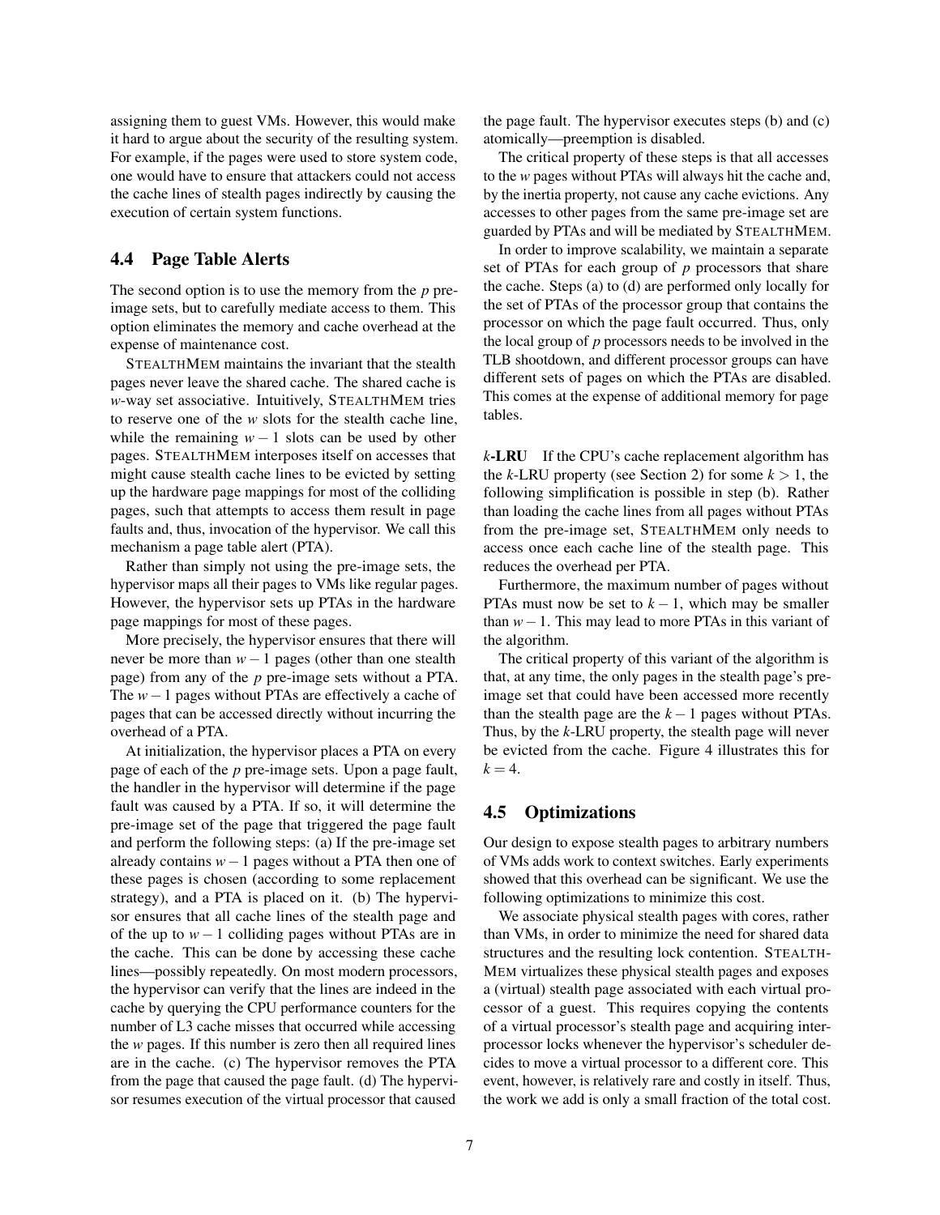assigning them to guest VMs. However, this would make it hard to argue about the security of the resulting system. For example, if the pages were used to store system code, one would have to ensure that attackers could not access the cache lines of stealth pages indirectly by causing the execution of certain system functions.

### 4.4 Page Table Alerts

The second option is to use the memory from the $p$ pre-image sets, but to carefully mediate access to them. This option eliminates the memory and cache overhead at the expense of maintenance cost.

STEALTHMEM maintains the invariant that the stealth pages never leave the shared cache. The shared cache is $w$-way set associative. Intuitively, STEALTHMEM tries to reserve one of the $w$ slots for the stealth cache line, while the remaining $w-1$ slots can be used by other pages. STEALTHMEM interposes itself on accesses that might cause stealth cache lines to be evicted by setting up the hardware page mappings for most of the colliding pages, such that attempts to access them result in page faults and, thus, invocation of the hypervisor. We call this mechanism a page table alert (PTA).

Rather than simply not using the pre-image sets, the hypervisor maps all their pages to VMs like regular pages. However, the hypervisor sets up PTAs in the hardware page mappings for most of these pages.

More precisely, the hypervisor ensures that there will never be more than $w-1$ pages (other than one stealth page) from any of the $p$ pre-image sets without a PTA. The $w-1$ pages without PTAs are effectively a cache of pages that can be accessed directly without incurring the overhead of a PTA.

At initialization, the hypervisor places a PTA on every page of each of the $p$ pre-image sets. Upon a page fault, the handler in the hypervisor will determine if the page fault was caused by a PTA. If so, it will determine the pre-image set of the page that triggered the page fault and perform the following steps: (a) If the pre-image set already contains $w-1$ pages without a PTA then one of these pages is chosen (according to some replacement strategy), and a PTA is placed on it. (b) The hypervisor ensures that all cache lines of the stealth page and of the up to $w-1$ colliding pages without PTAs are in the cache. This can be done by accessing these cache lines—possibly repeatedly. On most modern processors, the hypervisor can verify that the lines are indeed in the cache by querying the CPU performance counters for the number of L3 cache misses that occurred while accessing the $w$ pages. If this number is zero then all required lines are in the cache. (c) The hypervisor removes the PTA from the page that caused the page fault. (d) The hypervisor resumes execution of the virtual processor that caused the page fault. The hypervisor executes steps (b) and (c) atomically—preemption is disabled.

The critical property of these steps is that all accesses to the $w$ pages without PTAs will always hit the cache and, by the inertia property, not cause any cache evictions. Any accesses to other pages from the same pre-image set are guarded by PTAs and will be mediated by STEALTHMEM.

In order to improve scalability, we maintain a separate set of PTAs for each group of $p$ processors that share the cache. Steps (a) to (d) are performed only locally for the set of PTAs of the processor group that contains the processor on which the page fault occurred. Thus, only the local group of $p$ processors needs to be involved in the TLB shootdown, and different processor groups can have different sets of pages on which the PTAs are disabled. This comes at the expense of additional memory for page tables.

**$k$-LRU** If the CPU's cache replacement algorithm has the $k$-LRU property (see Section 2) for some $k > 1$, the following simplification is possible in step (b). Rather than loading the cache lines from all pages without PTAs from the pre-image set, STEALTHMEM only needs to access once each cache line of the stealth page. This reduces the overhead per PTA.

Furthermore, the maximum number of pages without PTAs must now be set to $k-1$, which may be smaller than $w-1$. This may lead to more PTAs in this variant of the algorithm.

The critical property of this variant of the algorithm is that, at any time, the only pages in the stealth page's pre-image set that could have been accessed more recently than the stealth page are the $k-1$ pages without PTAs. Thus, by the $k$-LRU property, the stealth page will never be evicted from the cache. Figure 4 illustrates this for $k = 4$.

### 4.5 Optimizations

Our design to expose stealth pages to arbitrary numbers of VMs adds work to context switches. Early experiments showed that this overhead can be significant. We use the following optimizations to minimize this cost.

We associate physical stealth pages with cores, rather than VMs, in order to minimize the need for shared data structures and the resulting lock contention. STEALTHMEM virtualizes these physical stealth pages and exposes a (virtual) stealth page associated with each virtual processor of a guest. This requires copying the contents of a virtual processor's stealth page and acquiring inter-processor locks whenever the hypervisor's scheduler decides to move a virtual processor to a different core. This event, however, is relatively rare and costly in itself. Thus, the work we add is only a small fraction of the total cost.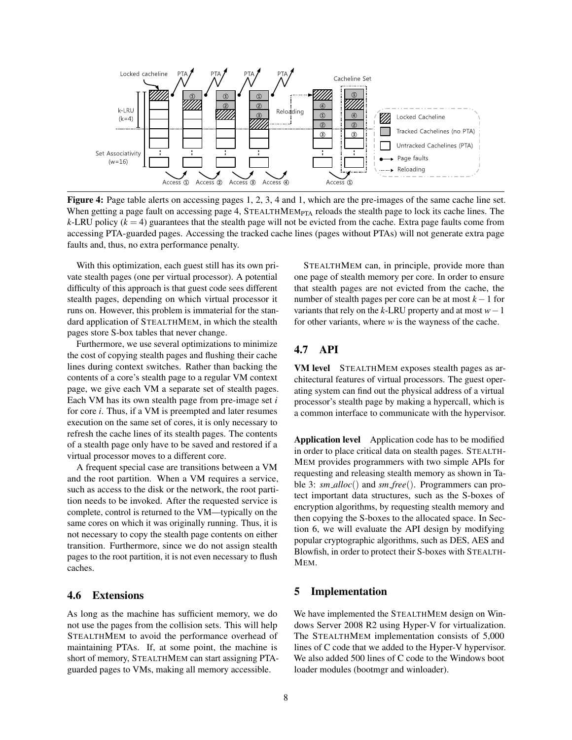**Figure 4:** Page table alerts on accessing pages 1, 2, 3, 4 and 1, which are the pre-images of the same cache line set. When getting a page fault on accessing page 4, STEALTHMEM$_{\text{PTA}}$ reloads the stealth page to lock its cache lines. The $k$-LRU policy ($k = 4$) guarantees that the stealth page will not be evicted from the cache. Extra page faults come from accessing PTA-guarded pages. Accessing the tracked cache lines (pages without PTAs) will not generate extra page faults and, thus, no extra performance penalty.

With this optimization, each guest still has its own private stealth pages (one per virtual processor). A potential difficulty of this approach is that guest code sees different stealth pages, depending on which virtual processor it runs on. However, this problem is immaterial for the standard application of STEALTHMEM, in which the stealth pages store S-box tables that never change.

Furthermore, we use several optimizations to minimize the cost of copying stealth pages and flushing their cache lines during context switches. Rather than backing the contents of a core's stealth page to a regular VM context page, we give each VM a separate set of stealth pages. Each VM has its own stealth page from pre-image set $i$ for core $i$. Thus, if a VM is preempted and later resumes execution on the same set of cores, it is only necessary to refresh the cache lines of its stealth pages. The contents of a stealth page only have to be saved and restored if a virtual processor moves to a different core.

A frequent special case are transitions between a VM and the root partition. When a VM requires a service, such as access to the disk or the network, the root partition needs to be invoked. After the requested service is complete, control is returned to the VM—typically on the same cores on which it was originally running. Thus, it is not necessary to copy the stealth page contents on either transition. Furthermore, since we do not assign stealth pages to the root partition, it is not even necessary to flush caches.

## 4.6 Extensions

As long as the machine has sufficient memory, we do not use the pages from the collision sets. This will help STEALTHMEM to avoid the performance overhead of maintaining PTAs. If, at some point, the machine is short of memory, STEALTHMEM can start assigning PTA-guarded pages to VMs, making all memory accessible.

STEALTHMEM can, in principle, provide more than one page of stealth memory per core. In order to ensure that stealth pages are not evicted from the cache, the number of stealth pages per core can be at most $k-1$ for variants that rely on the $k$-LRU property and at most $w-1$ for other variants, where $w$ is the wayness of the cache.

## 4.7 API

**VM level** STEALTHMEM exposes stealth pages as architectural features of virtual processors. The guest operating system can find out the physical address of a virtual processor's stealth page by making a hypercall, which is a common interface to communicate with the hypervisor.

**Application level** Application code has to be modified in order to place critical data on stealth pages. STEALTHMEM provides programmers with two simple APIs for requesting and releasing stealth memory as shown in Table 3: *sm_alloc*() and *sm_free*(). Programmers can protect important data structures, such as the S-boxes of encryption algorithms, by requesting stealth memory and then copying the S-boxes to the allocated space. In Section 6, we will evaluate the API design by modifying popular cryptographic algorithms, such as DES, AES and Blowfish, in order to protect their S-boxes with STEALTHMEM.

# 5 Implementation

We have implemented the STEALTHMEM design on Windows Server 2008 R2 using Hyper-V for virtualization. The STEALTHMEM implementation consists of 5,000 lines of C code that we added to the Hyper-V hypervisor. We also added 500 lines of C code to the Windows boot loader modules (bootmgr and winloader).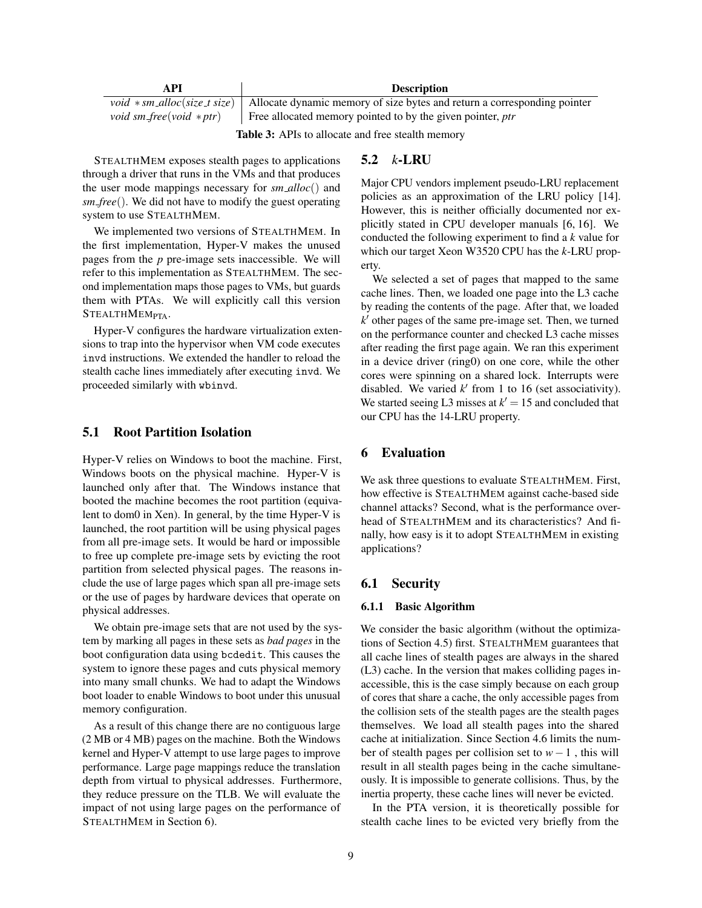| API | Description |
| --- | --- |
| *void ∗sm_alloc(size_t size)* | Allocate dynamic memory of size bytes and return a corresponding pointer |
| *void sm_free(void ∗ptr)* | Free allocated memory pointed to by the given pointer, *ptr* |

**Table 3:** APIs to allocate and free stealth memory

STEALTHMEM exposes stealth pages to applications through a driver that runs in the VMs and that produces the user mode mappings necessary for *sm_alloc*() and *sm_free*(). We did not have to modify the guest operating system to use STEALTHMEM.

We implemented two versions of STEALTHMEM. In the first implementation, Hyper-V makes the unused pages from the *p* pre-image sets inaccessible. We will refer to this implementation as STEALTHMEM. The second implementation maps those pages to VMs, but guards them with PTAs. We will explicitly call this version $\text{STEALTHMEM}_{\text{PTA}}$.

Hyper-V configures the hardware virtualization extensions to trap into the hypervisor when VM code executes `invd` instructions. We extended the handler to reload the stealth cache lines immediately after executing `invd`. We proceeded similarly with `wbinvd`.

## 5.1 Root Partition Isolation

Hyper-V relies on Windows to boot the machine. First, Windows boots on the physical machine. Hyper-V is launched only after that. The Windows instance that booted the machine becomes the root partition (equivalent to dom0 in Xen). In general, by the time Hyper-V is launched, the root partition will be using physical pages from all pre-image sets. It would be hard or impossible to free up complete pre-image sets by evicting the root partition from selected physical pages. The reasons include the use of large pages which span all pre-image sets or the use of pages by hardware devices that operate on physical addresses.

We obtain pre-image sets that are not used by the system by marking all pages in these sets as *bad pages* in the boot configuration data using `bcdedit`. This causes the system to ignore these pages and cuts physical memory into many small chunks. We had to adapt the Windows boot loader to enable Windows to boot under this unusual memory configuration.

As a result of this change there are no contiguous large (2 MB or 4 MB) pages on the machine. Both the Windows kernel and Hyper-V attempt to use large pages to improve performance. Large page mappings reduce the translation depth from virtual to physical addresses. Furthermore, they reduce pressure on the TLB. We will evaluate the impact of not using large pages on the performance of STEALTHMEM in Section 6).

## 5.2 $k$-LRU

Major CPU vendors implement pseudo-LRU replacement policies as an approximation of the LRU policy [14]. However, this is neither officially documented nor explicitly stated in CPU developer manuals [6, 16]. We conducted the following experiment to find a $k$ value for which our target Xeon W3520 CPU has the $k$-LRU property.

We selected a set of pages that mapped to the same cache lines. Then, we loaded one page into the L3 cache by reading the contents of the page. After that, we loaded $k'$ other pages of the same pre-image set. Then, we turned on the performance counter and checked L3 cache misses after reading the first page again. We ran this experiment in a device driver (ring0) on one core, while the other cores were spinning on a shared lock. Interrupts were disabled. We varied $k'$ from 1 to 16 (set associativity). We started seeing L3 misses at $k' = 15$ and concluded that our CPU has the 14-LRU property.

# 6 Evaluation

We ask three questions to evaluate STEALTHMEM. First, how effective is STEALTHMEM against cache-based side channel attacks? Second, what is the performance overhead of STEALTHMEM and its characteristics? And finally, how easy is it to adopt STEALTHMEM in existing applications?

## 6.1 Security

### 6.1.1 Basic Algorithm

We consider the basic algorithm (without the optimizations of Section 4.5) first. STEALTHMEM guarantees that all cache lines of stealth pages are always in the shared (L3) cache. In the version that makes colliding pages inaccessible, this is the case simply because on each group of cores that share a cache, the only accessible pages from the collision sets of the stealth pages are the stealth pages themselves. We load all stealth pages into the shared cache at initialization. Since Section 4.6 limits the number of stealth pages per collision set to $w-1$ , this will result in all stealth pages being in the cache simultaneously. It is impossible to generate collisions. Thus, by the inertia property, these cache lines will never be evicted.

In the PTA version, it is theoretically possible for stealth cache lines to be evicted very briefly from the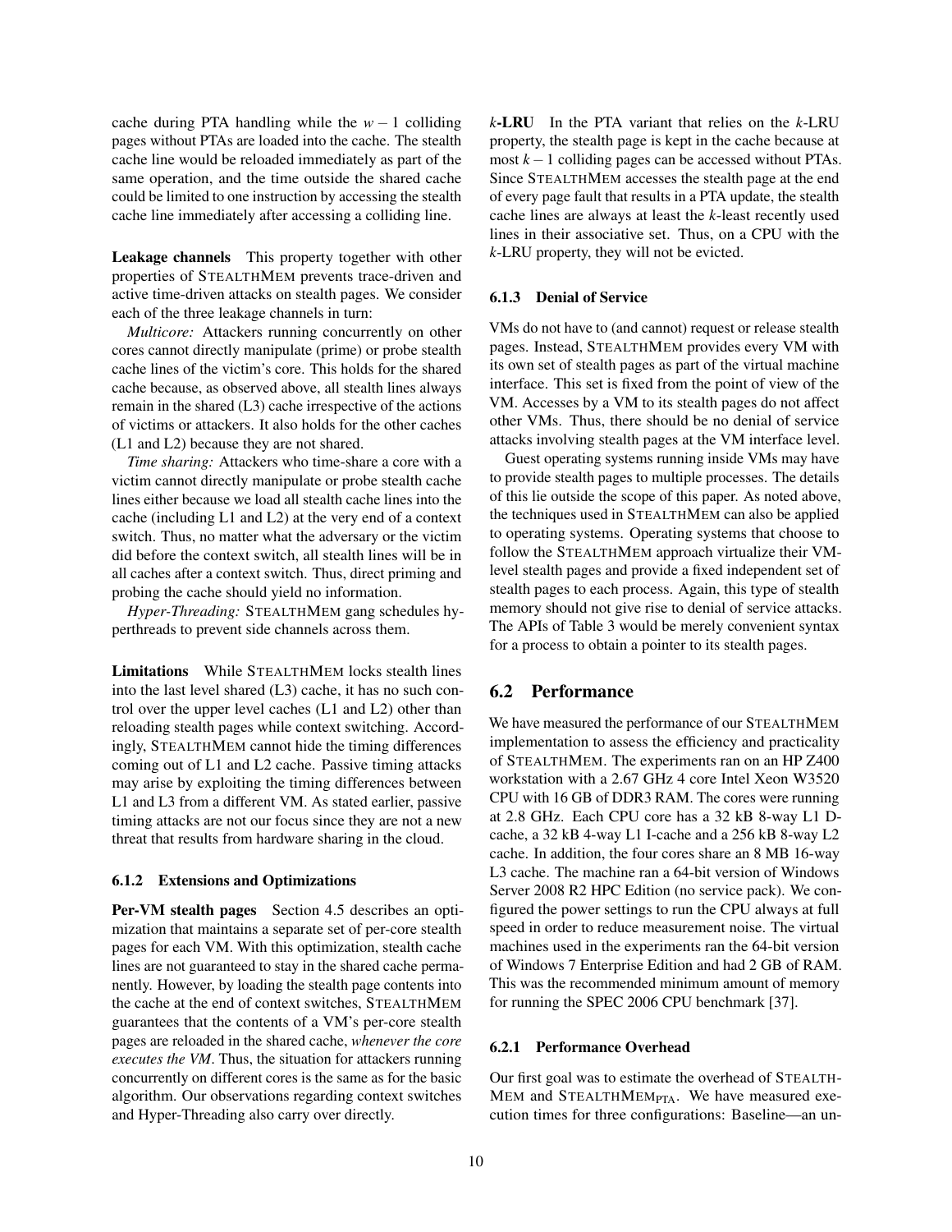cache during PTA handling while the $w-1$ colliding pages without PTAs are loaded into the cache. The stealth cache line would be reloaded immediately as part of the same operation, and the time outside the shared cache could be limited to one instruction by accessing the stealth cache line immediately after accessing a colliding line.

**Leakage channels** This property together with other properties of STEALTHMEM prevents trace-driven and active time-driven attacks on stealth pages. We consider each of the three leakage channels in turn:

*Multicore:* Attackers running concurrently on other cores cannot directly manipulate (prime) or probe stealth cache lines of the victim's core. This holds for the shared cache because, as observed above, all stealth lines always remain in the shared (L3) cache irrespective of the actions of victims or attackers. It also holds for the other caches (L1 and L2) because they are not shared.

*Time sharing:* Attackers who time-share a core with a victim cannot directly manipulate or probe stealth cache lines either because we load all stealth cache lines into the cache (including L1 and L2) at the very end of a context switch. Thus, no matter what the adversary or the victim did before the context switch, all stealth lines will be in all caches after a context switch. Thus, direct priming and probing the cache should yield no information.

*Hyper-Threading:* STEALTHMEM gang schedules hyperthreads to prevent side channels across them.

**Limitations** While STEALTHMEM locks stealth lines into the last level shared (L3) cache, it has no such control over the upper level caches (L1 and L2) other than reloading stealth pages while context switching. Accordingly, STEALTHMEM cannot hide the timing differences coming out of L1 and L2 cache. Passive timing attacks may arise by exploiting the timing differences between L1 and L3 from a different VM. As stated earlier, passive timing attacks are not our focus since they are not a new threat that results from hardware sharing in the cloud.

#### 6.1.2 Extensions and Optimizations

**Per-VM stealth pages** Section 4.5 describes an optimization that maintains a separate set of per-core stealth pages for each VM. With this optimization, stealth cache lines are not guaranteed to stay in the shared cache permanently. However, by loading the stealth page contents into the cache at the end of context switches, STEALTHMEM guarantees that the contents of a VM's per-core stealth pages are reloaded in the shared cache, *whenever the core executes the VM*. Thus, the situation for attackers running concurrently on different cores is the same as for the basic algorithm. Our observations regarding context switches and Hyper-Threading also carry over directly.

**$k$-LRU** In the PTA variant that relies on the $k$-LRU property, the stealth page is kept in the cache because at most $k-1$ colliding pages can be accessed without PTAs. Since STEALTHMEM accesses the stealth page at the end of every page fault that results in a PTA update, the stealth cache lines are always at least the $k$-least recently used lines in their associative set. Thus, on a CPU with the $k$-LRU property, they will not be evicted.

#### 6.1.3 Denial of Service

VMs do not have to (and cannot) request or release stealth pages. Instead, STEALTHMEM provides every VM with its own set of stealth pages as part of the virtual machine interface. This set is fixed from the point of view of the VM. Accesses by a VM to its stealth pages do not affect other VMs. Thus, there should be no denial of service attacks involving stealth pages at the VM interface level.

Guest operating systems running inside VMs may have to provide stealth pages to multiple processes. The details of this lie outside the scope of this paper. As noted above, the techniques used in STEALTHMEM can also be applied to operating systems. Operating systems that choose to follow the STEALTHMEM approach virtualize their VM-level stealth pages and provide a fixed independent set of stealth pages to each process. Again, this type of stealth memory should not give rise to denial of service attacks. The APIs of Table 3 would be merely convenient syntax for a process to obtain a pointer to its stealth pages.

## 6.2 Performance

We have measured the performance of our STEALTHMEM implementation to assess the efficiency and practicality of STEALTHMEM. The experiments ran on an HP Z400 workstation with a 2.67 GHz 4 core Intel Xeon W3520 CPU with 16 GB of DDR3 RAM. The cores were running at 2.8 GHz. Each CPU core has a 32 kB 8-way L1 D-cache, a 32 kB 4-way L1 I-cache and a 256 kB 8-way L2 cache. In addition, the four cores share an 8 MB 16-way L3 cache. The machine ran a 64-bit version of Windows Server 2008 R2 HPC Edition (no service pack). We configured the power settings to run the CPU always at full speed in order to reduce measurement noise. The virtual machines used in the experiments ran the 64-bit version of Windows 7 Enterprise Edition and had 2 GB of RAM. This was the recommended minimum amount of memory for running the SPEC 2006 CPU benchmark [37].

#### 6.2.1 Performance Overhead

Our first goal was to estimate the overhead of STEALTHMEM and STEALTHMEM$_{\text{PTA}}$. We have measured execution times for three configurations: Baseline—an un-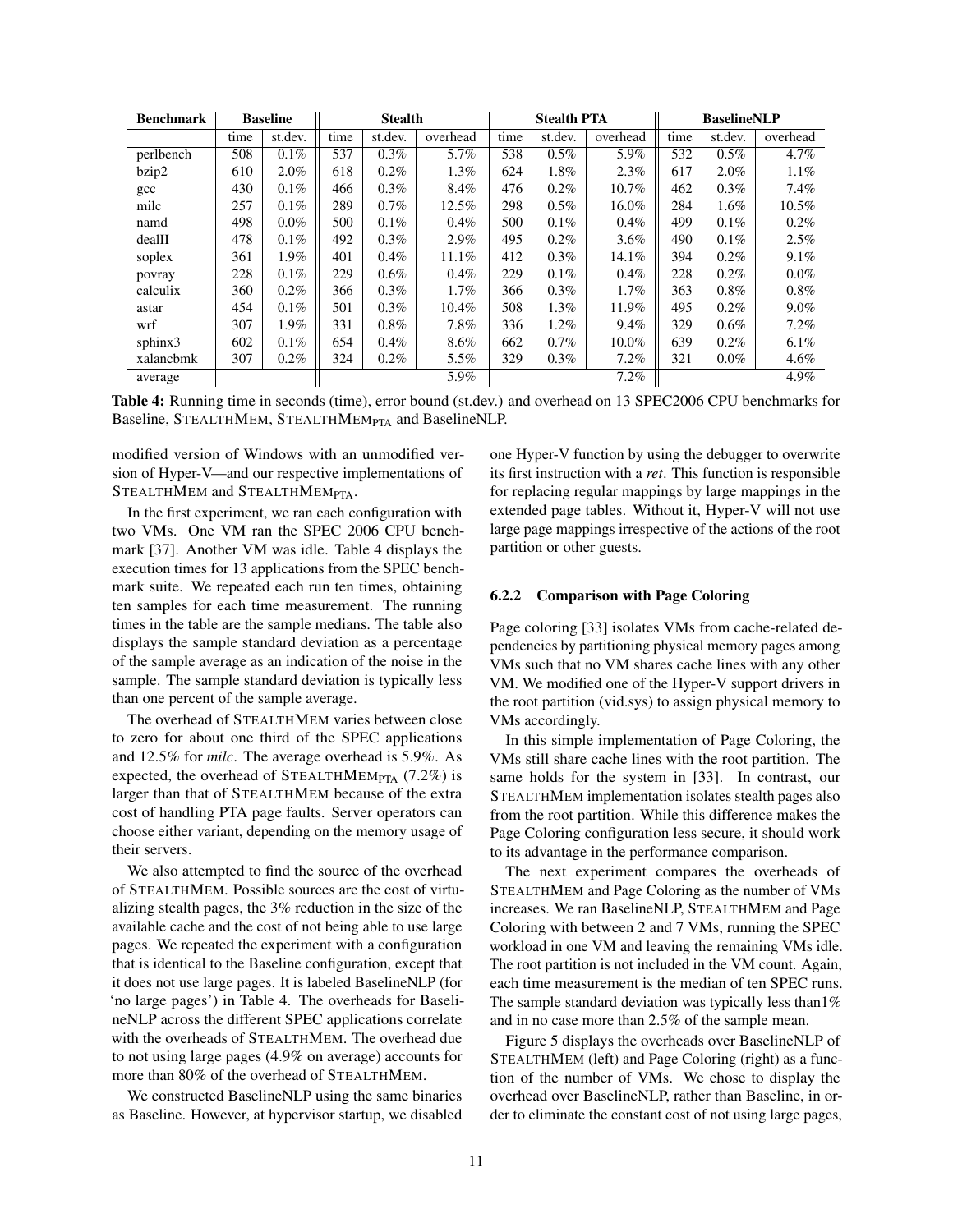| Benchmark | Baseline | | Stealth | | | Stealth PTA | | | BaselineNLP | | |
|---|---|---|---|---|---|---|---|---|---|---|---|
| | time | st.dev. | time | st.dev. | overhead | time | st.dev. | overhead | time | st.dev. | overhead |
| perlbench | 508 | 0.1% | 537 | 0.3% | 5.7% | 538 | 0.5% | 5.9% | 532 | 0.5% | 4.7% |
| bzip2 | 610 | 2.0% | 618 | 0.2% | 1.3% | 624 | 1.8% | 2.3% | 617 | 2.0% | 1.1% |
| gcc | 430 | 0.1% | 466 | 0.3% | 8.4% | 476 | 0.2% | 10.7% | 462 | 0.3% | 7.4% |
| milc | 257 | 0.1% | 289 | 0.7% | 12.5% | 298 | 0.5% | 16.0% | 284 | 1.6% | 10.5% |
| namd | 498 | 0.0% | 500 | 0.1% | 0.4% | 500 | 0.1% | 0.4% | 499 | 0.1% | 0.2% |
| dealII | 478 | 0.1% | 492 | 0.3% | 2.9% | 495 | 0.2% | 3.6% | 490 | 0.1% | 2.5% |
| soplex | 361 | 1.9% | 401 | 0.4% | 11.1% | 412 | 0.3% | 14.1% | 394 | 0.2% | 9.1% |
| povray | 228 | 0.1% | 229 | 0.6% | 0.4% | 229 | 0.1% | 0.4% | 228 | 0.2% | 0.0% |
| calculix | 360 | 0.2% | 366 | 0.3% | 1.7% | 366 | 0.3% | 1.7% | 363 | 0.8% | 0.8% |
| astar | 454 | 0.1% | 501 | 0.3% | 10.4% | 508 | 1.3% | 11.9% | 495 | 0.2% | 9.0% |
| wrf | 307 | 1.9% | 331 | 0.8% | 7.8% | 336 | 1.2% | 9.4% | 329 | 0.6% | 7.2% |
| sphinx3 | 602 | 0.1% | 654 | 0.4% | 8.6% | 662 | 0.7% | 10.0% | 639 | 0.2% | 6.1% |
| xalancbmk | 307 | 0.2% | 324 | 0.2% | 5.5% | 329 | 0.3% | 7.2% | 321 | 0.0% | 4.6% |
| average | | | | | 5.9% | | | 7.2% | | | 4.9% |

**Table 4:** Running time in seconds (time), error bound (st.dev.) and overhead on 13 SPEC2006 CPU benchmarks for Baseline, STEALTHMEM, STEALTHMEM$_{PTA}$ and BaselineNLP.

modified version of Windows with an unmodified version of Hyper-V—and our respective implementations of STEALTHMEM and STEALTHMEM$_{PTA}$.

In the first experiment, we ran each configuration with two VMs. One VM ran the SPEC 2006 CPU benchmark [37]. Another VM was idle. Table 4 displays the execution times for 13 applications from the SPEC benchmark suite. We repeated each run ten times, obtaining ten samples for each time measurement. The running times in the table are the sample medians. The table also displays the sample standard deviation as a percentage of the sample average as an indication of the noise in the sample. The sample standard deviation is typically less than one percent of the sample average.

The overhead of STEALTHMEM varies between close to zero for about one third of the SPEC applications and 12.5% for *milc*. The average overhead is 5.9%. As expected, the overhead of STEALTHMEM$_{PTA}$ (7.2%) is larger than that of STEALTHMEM because of the extra cost of handling PTA page faults. Server operators can choose either variant, depending on the memory usage of their servers.

We also attempted to find the source of the overhead of STEALTHMEM. Possible sources are the cost of virtualizing stealth pages, the 3% reduction in the size of the available cache and the cost of not being able to use large pages. We repeated the experiment with a configuration that is identical to the Baseline configuration, except that it does not use large pages. It is labeled BaselineNLP (for 'no large pages') in Table 4. The overheads for BaselineNLP across the different SPEC applications correlate with the overheads of STEALTHMEM. The overhead due to not using large pages (4.9% on average) accounts for more than 80% of the overhead of STEALTHMEM.

We constructed BaselineNLP using the same binaries as Baseline. However, at hypervisor startup, we disabled one Hyper-V function by using the debugger to overwrite its first instruction with a *ret*. This function is responsible for replacing regular mappings by large mappings in the extended page tables. Without it, Hyper-V will not use large page mappings irrespective of the actions of the root partition or other guests.

#### 6.2.2 Comparison with Page Coloring

Page coloring [33] isolates VMs from cache-related dependencies by partitioning physical memory pages among VMs such that no VM shares cache lines with any other VM. We modified one of the Hyper-V support drivers in the root partition (vid.sys) to assign physical memory to VMs accordingly.

In this simple implementation of Page Coloring, the VMs still share cache lines with the root partition. The same holds for the system in [33]. In contrast, our STEALTHMEM implementation isolates stealth pages also from the root partition. While this difference makes the Page Coloring configuration less secure, it should work to its advantage in the performance comparison.

The next experiment compares the overheads of STEALTHMEM and Page Coloring as the number of VMs increases. We ran BaselineNLP, STEALTHMEM and Page Coloring with between 2 and 7 VMs, running the SPEC workload in one VM and leaving the remaining VMs idle. The root partition is not included in the VM count. Again, each time measurement is the median of ten SPEC runs. The sample standard deviation was typically less than1% and in no case more than 2.5% of the sample mean.

Figure 5 displays the overheads over BaselineNLP of STEALTHMEM (left) and Page Coloring (right) as a function of the number of VMs. We chose to display the overhead over BaselineNLP, rather than Baseline, in order to eliminate the constant cost of not using large pages,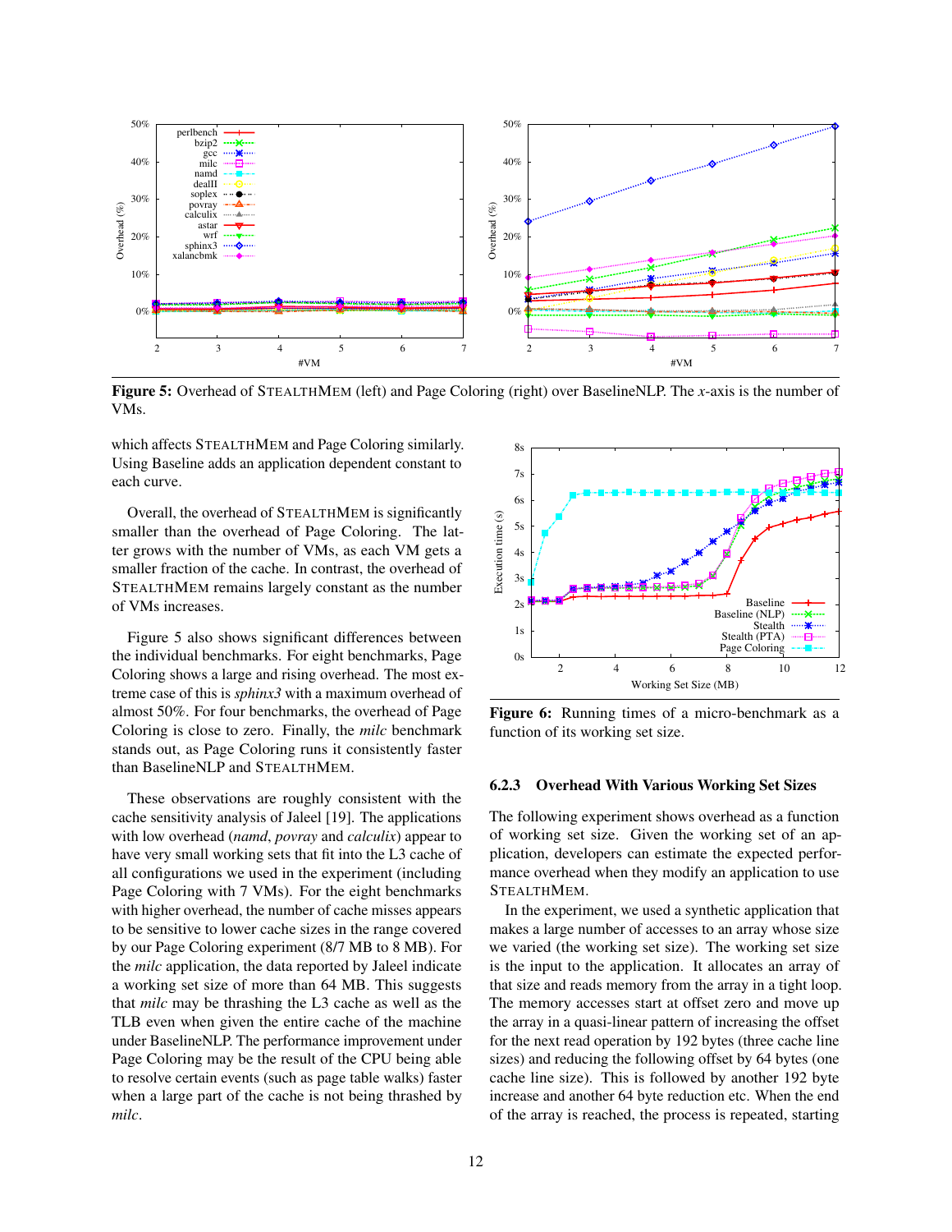**Figure 5:** Overhead of STEALTHMEM (left) and Page Coloring (right) over BaselineNLP. The *x*-axis is the number of VMs.

which affects STEALTHMEM and Page Coloring similarly. Using Baseline adds an application dependent constant to each curve.

Overall, the overhead of STEALTHMEM is significantly smaller than the overhead of Page Coloring. The latter grows with the number of VMs, as each VM gets a smaller fraction of the cache. In contrast, the overhead of STEALTHMEM remains largely constant as the number of VMs increases.

Figure 5 also shows significant differences between the individual benchmarks. For eight benchmarks, Page Coloring shows a large and rising overhead. The most extreme case of this is *sphinx3* with a maximum overhead of almost 50%. For four benchmarks, the overhead of Page Coloring is close to zero. Finally, the *milc* benchmark stands out, as Page Coloring runs it consistently faster than BaselineNLP and STEALTHMEM.

These observations are roughly consistent with the cache sensitivity analysis of Jaleel [19]. The applications with low overhead (*namd*, *povray* and *calculix*) appear to have very small working sets that fit into the L3 cache of all configurations we used in the experiment (including Page Coloring with 7 VMs). For the eight benchmarks with higher overhead, the number of cache misses appears to be sensitive to lower cache sizes in the range covered by our Page Coloring experiment (8/7 MB to 8 MB). For the *milc* application, the data reported by Jaleel indicate a working set size of more than 64 MB. This suggests that *milc* may be thrashing the L3 cache as well as the TLB even when given the entire cache of the machine under BaselineNLP. The performance improvement under Page Coloring may be the result of the CPU being able to resolve certain events (such as page table walks) faster when a large part of the cache is not being thrashed by *milc*.

**Figure 6:** Running times of a micro-benchmark as a function of its working set size.

### 6.2.3 Overhead With Various Working Set Sizes

The following experiment shows overhead as a function of working set size. Given the working set of an application, developers can estimate the expected performance overhead when they modify an application to use STEALTHMEM.

In the experiment, we used a synthetic application that makes a large number of accesses to an array whose size we varied (the working set size). The working set size is the input to the application. It allocates an array of that size and reads memory from the array in a tight loop. The memory accesses start at offset zero and move up the array in a quasi-linear pattern of increasing the offset for the next read operation by 192 bytes (three cache line sizes) and reducing the following offset by 64 bytes (one cache line size). This is followed by another 192 byte increase and another 64 byte reduction etc. When the end of the array is reached, the process is repeated, starting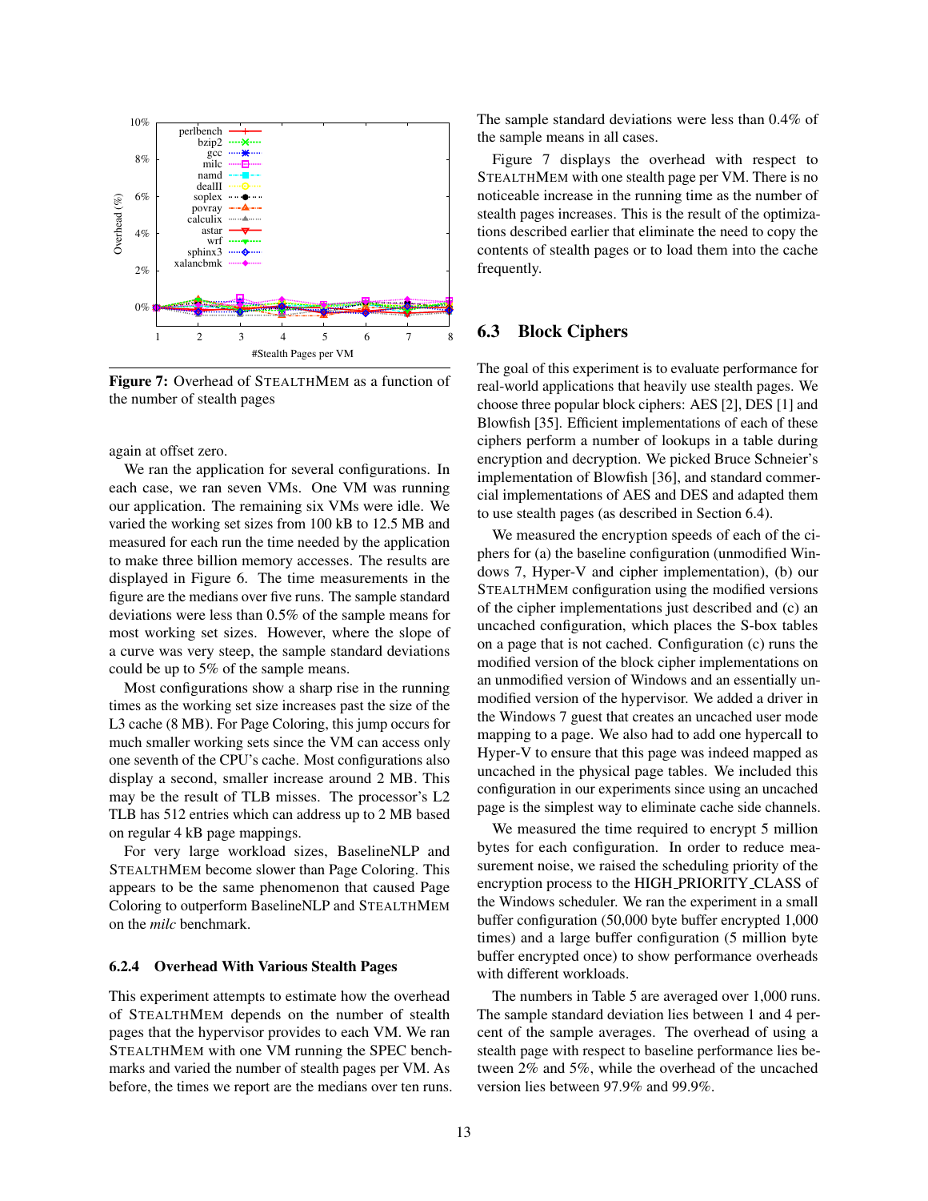Figure 7: Overhead of STEALTHMEM as a function of the number of stealth pages

again at offset zero.

We ran the application for several configurations. In each case, we ran seven VMs. One VM was running our application. The remaining six VMs were idle. We varied the working set sizes from 100 kB to 12.5 MB and measured for each run the time needed by the application to make three billion memory accesses. The results are displayed in Figure 6. The time measurements in the figure are the medians over five runs. The sample standard deviations were less than 0.5% of the sample means for most working set sizes. However, where the slope of a curve was very steep, the sample standard deviations could be up to 5% of the sample means.

Most configurations show a sharp rise in the running times as the working set size increases past the size of the L3 cache (8 MB). For Page Coloring, this jump occurs for much smaller working sets since the VM can access only one seventh of the CPU's cache. Most configurations also display a second, smaller increase around 2 MB. This may be the result of TLB misses. The processor's L2 TLB has 512 entries which can address up to 2 MB based on regular 4 kB page mappings.

For very large workload sizes, BaselineNLP and STEALTHMEM become slower than Page Coloring. This appears to be the same phenomenon that caused Page Coloring to outperform BaselineNLP and STEALTHMEM on the *milc* benchmark.

### 6.2.4 Overhead With Various Stealth Pages

This experiment attempts to estimate how the overhead of STEALTHMEM depends on the number of stealth pages that the hypervisor provides to each VM. We ran STEALTHMEM with one VM running the SPEC benchmarks and varied the number of stealth pages per VM. As before, the times we report are the medians over ten runs. The sample standard deviations were less than 0.4% of the sample means in all cases.

Figure 7 displays the overhead with respect to STEALTHMEM with one stealth page per VM. There is no noticeable increase in the running time as the number of stealth pages increases. This is the result of the optimizations described earlier that eliminate the need to copy the contents of stealth pages or to load them into the cache frequently.

## 6.3 Block Ciphers

The goal of this experiment is to evaluate performance for real-world applications that heavily use stealth pages. We choose three popular block ciphers: AES [2], DES [1] and Blowfish [35]. Efficient implementations of each of these ciphers perform a number of lookups in a table during encryption and decryption. We picked Bruce Schneier's implementation of Blowfish [36], and standard commercial implementations of AES and DES and adapted them to use stealth pages (as described in Section 6.4).

We measured the encryption speeds of each of the ciphers for (a) the baseline configuration (unmodified Windows 7, Hyper-V and cipher implementation), (b) our STEALTHMEM configuration using the modified versions of the cipher implementations just described and (c) an uncached configuration, which places the S-box tables on a page that is not cached. Configuration (c) runs the modified version of the block cipher implementations on an unmodified version of Windows and an essentially unmodified version of the hypervisor. We added a driver in the Windows 7 guest that creates an uncached user mode mapping to a page. We also had to add one hypercall to Hyper-V to ensure that this page was indeed mapped as uncached in the physical page tables. We included this configuration in our experiments since using an uncached page is the simplest way to eliminate cache side channels.

We measured the time required to encrypt 5 million bytes for each configuration. In order to reduce measurement noise, we raised the scheduling priority of the encryption process to the HIGH_PRIORITY_CLASS of the Windows scheduler. We ran the experiment in a small buffer configuration (50,000 byte buffer encrypted 1,000 times) and a large buffer configuration (5 million byte buffer encrypted once) to show performance overheads with different workloads.

The numbers in Table 5 are averaged over 1,000 runs. The sample standard deviation lies between 1 and 4 percent of the sample averages. The overhead of using a stealth page with respect to baseline performance lies between 2% and 5%, while the overhead of the uncached version lies between 97.9% and 99.9%.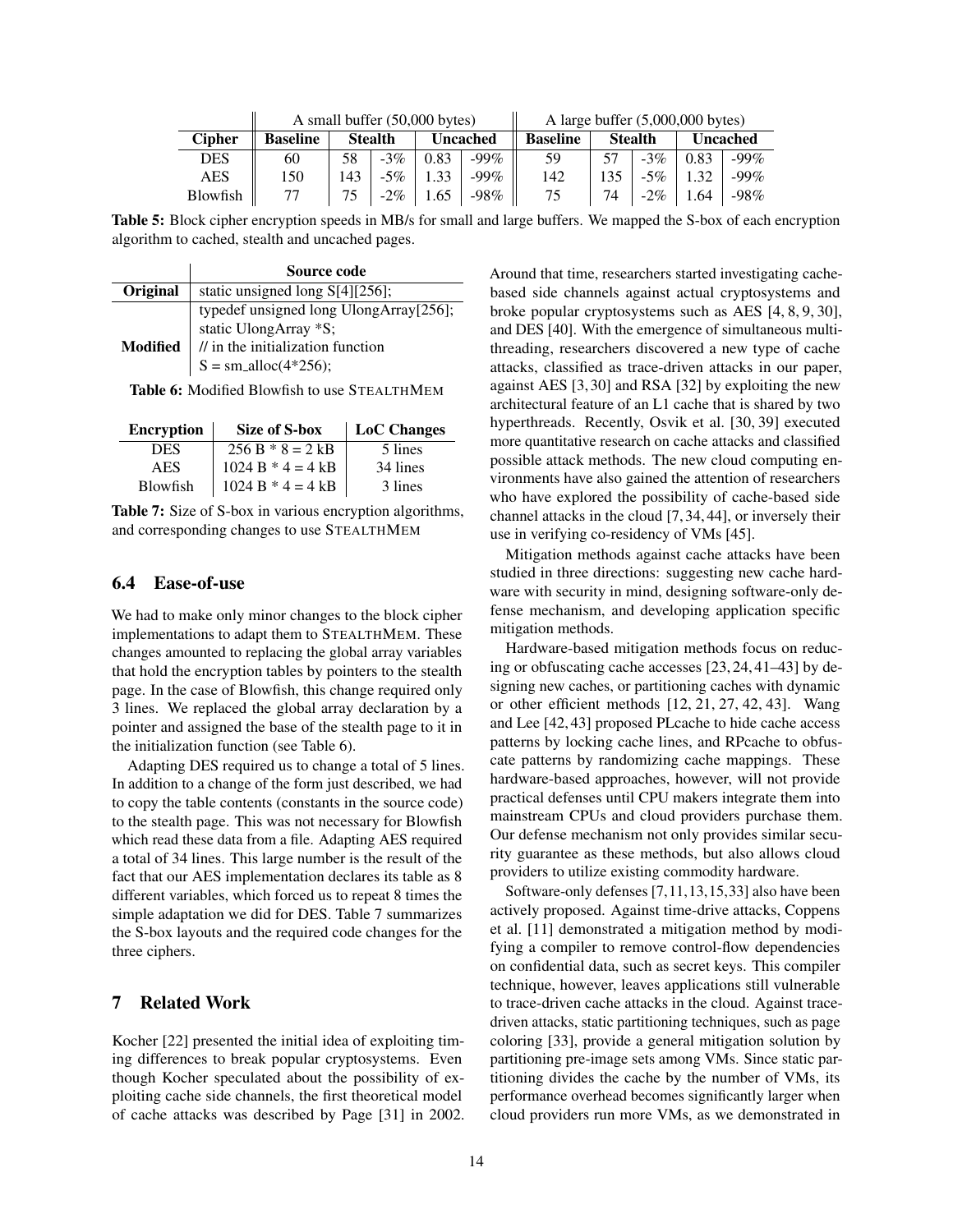| | A small buffer (50,000 bytes) | | | | | A large buffer (5,000,000 bytes) | | | | |
|---|---|---|---|---|---|---|---|---|---|---|
| **Cipher** | **Baseline** | **Stealth** | | **Uncached** | | **Baseline** | **Stealth** | | **Uncached** | |
| DES | 60 | 58 | -3% | 0.83 | -99% | 59 | 57 | -3% | 0.83 | -99% |
| AES | 150 | 143 | -5% | 1.33 | -99% | 142 | 135 | -5% | 1.32 | -99% |
| Blowfish | 77 | 75 | -2% | 1.65 | -98% | 75 | 74 | -2% | 1.64 | -98% |

**Table 5:** Block cipher encryption speeds in MB/s for small and large buffers. We mapped the S-box of each encryption algorithm to cached, stealth and uncached pages.

| | **Source code** |
|---|---|
| **Original** | static unsigned long S[4][256]; |
| **Modified** | typedef unsigned long UlongArray[256];<br>static UlongArray *S;<br>// in the initialization function<br>S = sm_alloc(4*256); |

**Table 6:** Modified Blowfish to use STEALTHMEM

| **Encryption** | **Size of S-box** | **LoC Changes** |
|---|---|---|
| DES | 256 B * 8 = 2 kB | 5 lines |
| AES | 1024 B * 4 = 4 kB | 34 lines |
| Blowfish | 1024 B * 4 = 4 kB | 3 lines |

**Table 7:** Size of S-box in various encryption algorithms, and corresponding changes to use STEALTHMEM

### 6.4 Ease-of-use

We had to make only minor changes to the block cipher implementations to adapt them to STEALTHMEM. These changes amounted to replacing the global array variables that hold the encryption tables by pointers to the stealth page. In the case of Blowfish, this change required only 3 lines. We replaced the global array declaration by a pointer and assigned the base of the stealth page to it in the initialization function (see Table 6).

Adapting DES required us to change a total of 5 lines. In addition to a change of the form just described, we had to copy the table contents (constants in the source code) to the stealth page. This was not necessary for Blowfish which read these data from a file. Adapting AES required a total of 34 lines. This large number is the result of the fact that our AES implementation declares its table as 8 different variables, which forced us to repeat 8 times the simple adaptation we did for DES. Table 7 summarizes the S-box layouts and the required code changes for the three ciphers.

## 7 Related Work

Kocher [22] presented the initial idea of exploiting timing differences to break popular cryptosystems. Even though Kocher speculated about the possibility of exploiting cache side channels, the first theoretical model of cache attacks was described by Page [31] in 2002. Around that time, researchers started investigating cache-based side channels against actual cryptosystems and broke popular cryptosystems such as AES [4, 8, 9, 30], and DES [40]. With the emergence of simultaneous multithreading, researchers discovered a new type of cache attacks, classified as trace-driven attacks in our paper, against AES [3, 30] and RSA [32] by exploiting the new architectural feature of an L1 cache that is shared by two hyperthreads. Recently, Osvik et al. [30, 39] executed more quantitative research on cache attacks and classified possible attack methods. The new cloud computing environments have also gained the attention of researchers who have explored the possibility of cache-based side channel attacks in the cloud [7, 34, 44], or inversely their use in verifying co-residency of VMs [45].

Mitigation methods against cache attacks have been studied in three directions: suggesting new cache hardware with security in mind, designing software-only defense mechanism, and developing application specific mitigation methods.

Hardware-based mitigation methods focus on reducing or obfuscating cache accesses [23, 24, 41–43] by designing new caches, or partitioning caches with dynamic or other efficient methods [12, 21, 27, 42, 43]. Wang and Lee [42, 43] proposed PLcache to hide cache access patterns by locking cache lines, and RPcache to obfuscate patterns by randomizing cache mappings. These hardware-based approaches, however, will not provide practical defenses until CPU makers integrate them into mainstream CPUs and cloud providers purchase them. Our defense mechanism not only provides similar security guarantee as these methods, but also allows cloud providers to utilize existing commodity hardware.

Software-only defenses [7, 11, 13, 15, 33] also have been actively proposed. Against time-drive attacks, Coppens et al. [11] demonstrated a mitigation method by modifying a compiler to remove control-flow dependencies on confidential data, such as secret keys. This compiler technique, however, leaves applications still vulnerable to trace-driven cache attacks in the cloud. Against trace-driven attacks, static partitioning techniques, such as page coloring [33], provide a general mitigation solution by partitioning pre-image sets among VMs. Since static partitioning divides the cache by the number of VMs, its performance overhead becomes significantly larger when cloud providers run more VMs, as we demonstrated in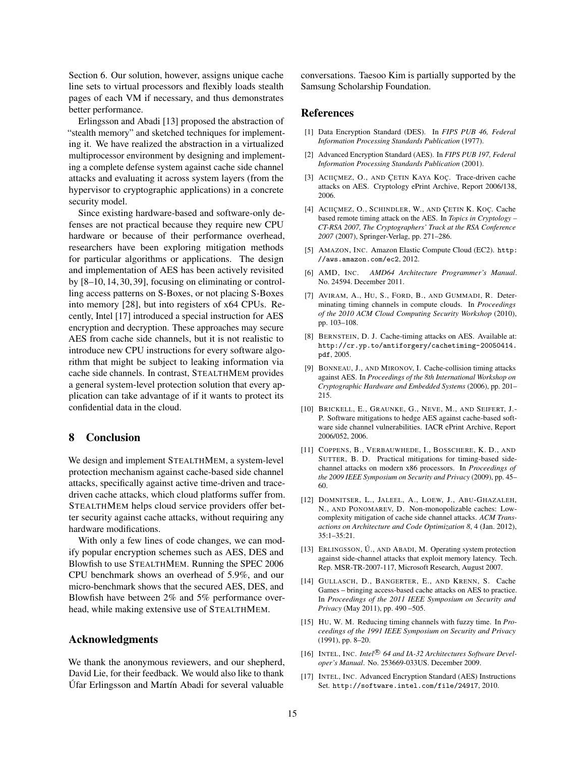Section 6. Our solution, however, assigns unique cache line sets to virtual processors and flexibly loads stealth pages of each VM if necessary, and thus demonstrates better performance.

Erlingsson and Abadi [13] proposed the abstraction of "stealth memory" and sketched techniques for implementing it. We have realized the abstraction in a virtualized multiprocessor environment by designing and implementing a complete defense system against cache side channel attacks and evaluating it across system layers (from the hypervisor to cryptographic applications) in a concrete security model.

Since existing hardware-based and software-only defenses are not practical because they require new CPU hardware or because of their performance overhead, researchers have been exploring mitigation methods for particular algorithms or applications. The design and implementation of AES has been actively revisited by [8–10, 14, 30, 39], focusing on eliminating or controlling access patterns on S-Boxes, or not placing S-Boxes into memory [28], but into registers of x64 CPUs. Recently, Intel [17] introduced a special instruction for AES encryption and decryption. These approaches may secure AES from cache side channels, but it is not realistic to introduce new CPU instructions for every software algorithm that might be subject to leaking information via cache side channels. In contrast, STEALTHMEM provides a general system-level protection solution that every application can take advantage of if it wants to protect its confidential data in the cloud.

## 8 Conclusion

We design and implement STEALTHMEM, a system-level protection mechanism against cache-based side channel attacks, specifically against active time-driven and trace-driven cache attacks, which cloud platforms suffer from. STEALTHMEM helps cloud service providers offer better security against cache attacks, without requiring any hardware modifications.

With only a few lines of code changes, we can modify popular encryption schemes such as AES, DES and Blowfish to use STEALTHMEM. Running the SPEC 2006 CPU benchmark shows an overhead of 5.9%, and our micro-benchmark shows that the secured AES, DES, and Blowfish have between 2% and 5% performance overhead, while making extensive use of STEALTHMEM.

## Acknowledgments

We thank the anonymous reviewers, and our shepherd, David Lie, for their feedback. We would also like to thank Úfar Erlingsson and Martín Abadi for several valuable conversations. Taesoo Kim is partially supported by the Samsung Scholarship Foundation.

## References

[1] Data Encryption Standard (DES). In *FIPS PUB 46, Federal Information Processing Standards Publication* (1977).

[2] Advanced Encryption Standard (AES). In *FIPS PUB 197, Federal Information Processing Standards Publication* (2001).

[3] ACIIÇMEZ, O., AND ÇETIN KAYA KOÇ. Trace-driven cache attacks on AES. Cryptology ePrint Archive, Report 2006/138, 2006.

[4] ACIIÇMEZ, O., SCHINDLER, W., AND ÇETIN K. KOÇ. Cache based remote timing attack on the AES. In *Topics in Cryptology – CT-RSA 2007, The Cryptographers' Track at the RSA Conference 2007* (2007), Springer-Verlag, pp. 271–286.

[5] AMAZON, INC. Amazon Elastic Compute Cloud (EC2). http://aws.amazon.com/ec2, 2012.

[6] AMD, INC. *AMD64 Architecture Programmer's Manual*. No. 24594. December 2011.

[7] AVIRAM, A., HU, S., FORD, B., AND GUMMADI, R. Determinating timing channels in compute clouds. In *Proceedings of the 2010 ACM Cloud Computing Security Workshop* (2010), pp. 103–108.

[8] BERNSTEIN, D. J. Cache-timing attacks on AES. Available at: http://cr.yp.to/antiforgery/cachetiming-20050414.pdf, 2005.

[9] BONNEAU, J., AND MIRONOV, I. Cache-collision timing attacks against AES. In *Proceedings of the 8th International Workshop on Cryptographic Hardware and Embedded Systems* (2006), pp. 201–215.

[10] BRICKELL, E., GRAUNKE, G., NEVE, M., AND SEIFERT, J.-P. Software mitigations to hedge AES against cache-based software side channel vulnerabilities. IACR ePrint Archive, Report 2006/052, 2006.

[11] COPPENS, B., VERBAUWHEDE, I., BOSSCHERE, K. D., AND SUTTER, B. D. Practical mitigations for timing-based side-channel attacks on modern x86 processors. In *Proceedings of the 2009 IEEE Symposium on Security and Privacy* (2009), pp. 45–60.

[12] DOMNITSER, L., JALEEL, A., LOEW, J., ABU-GHAZALEH, N., AND PONOMAREV, D. Non-monopolizable caches: Low-complexity mitigation of cache side channel attacks. *ACM Transactions on Architecture and Code Optimization 8*, 4 (Jan. 2012), 35:1–35:21.

[13] ERLINGSSON, Ú., AND ABADI, M. Operating system protection against side-channel attacks that exploit memory latency. Tech. Rep. MSR-TR-2007-117, Microsoft Research, August 2007.

[14] GULLASCH, D., BANGERTER, E., AND KRENN, S. Cache Games – bringing access-based cache attacks on AES to practice. In *Proceedings of the 2011 IEEE Symposium on Security and Privacy* (May 2011), pp. 490 –505.

[15] HU, W. M. Reducing timing channels with fuzzy time. In *Proceedings of the 1991 IEEE Symposium on Security and Privacy* (1991), pp. 8–20.

[16] INTEL, INC. *Intel® 64 and IA-32 Architectures Software Developer's Manual*. No. 253669-033US. December 2009.

[17] INTEL, INC. Advanced Encryption Standard (AES) Instructions Set. http://software.intel.com/file/24917, 2010.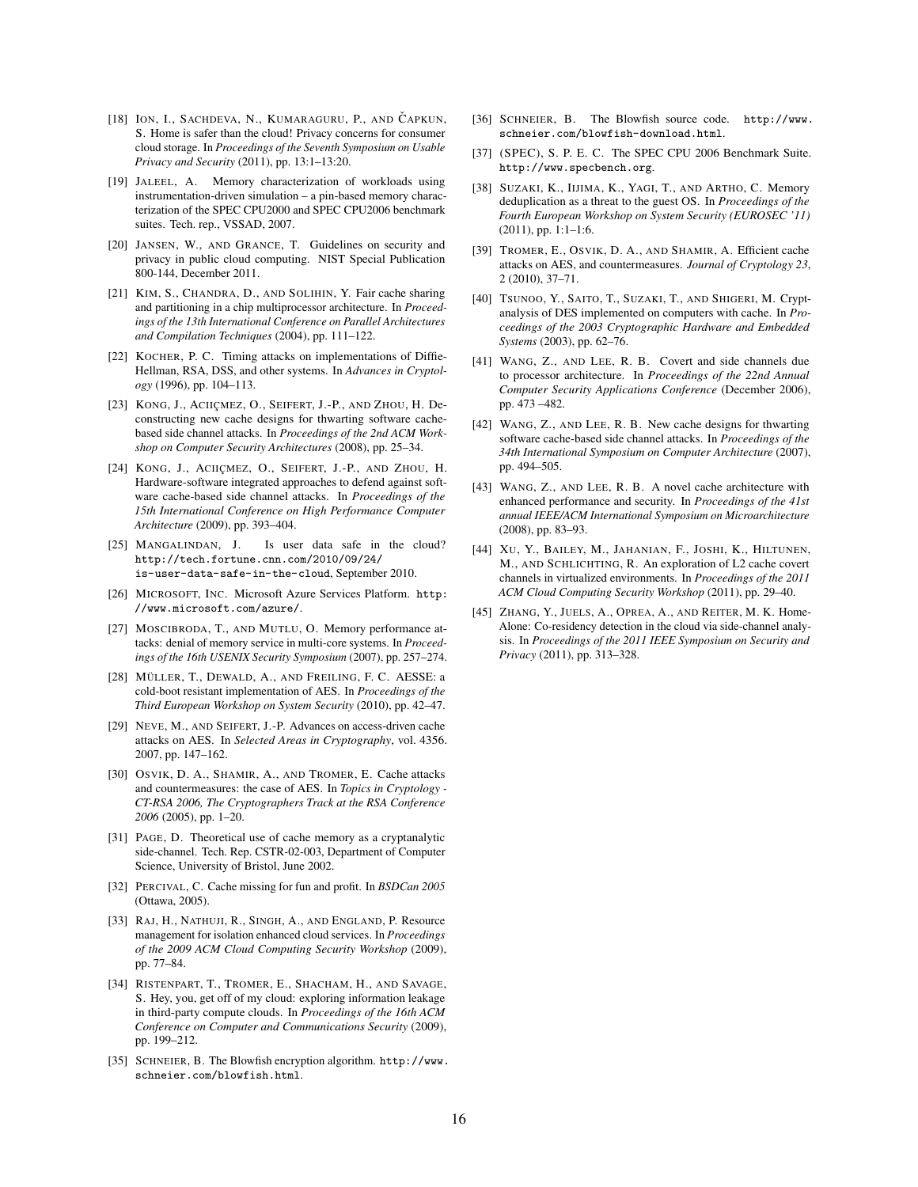[18] Ion, I., Sachdeva, N., Kumaraguru, P., and Čapkun, S. Home is safer than the cloud! Privacy concerns for consumer cloud storage. In *Proceedings of the Seventh Symposium on Usable Privacy and Security* (2011), pp. 13:1–13:20.

[19] Jaleel, A. Memory characterization of workloads using instrumentation-driven simulation – a pin-based memory characterization of the SPEC CPU2000 and SPEC CPU2006 benchmark suites. Tech. rep., VSSAD, 2007.

[20] Jansen, W., and Grance, T. Guidelines on security and privacy in public cloud computing. NIST Special Publication 800-144, December 2011.

[21] Kim, S., Chandra, D., and Solihin, Y. Fair cache sharing and partitioning in a chip multiprocessor architecture. In *Proceedings of the 13th International Conference on Parallel Architectures and Compilation Techniques* (2004), pp. 111–122.

[22] Kocher, P. C. Timing attacks on implementations of Diffie-Hellman, RSA, DSS, and other systems. In *Advances in Cryptology* (1996), pp. 104–113.

[23] Kong, J., Aciiçmez, O., Seifert, J.-P., and Zhou, H. Deconstructing new cache designs for thwarting software cache-based side channel attacks. In *Proceedings of the 2nd ACM Workshop on Computer Security Architectures* (2008), pp. 25–34.

[24] Kong, J., Aciiçmez, O., Seifert, J.-P., and Zhou, H. Hardware-software integrated approaches to defend against software cache-based side channel attacks. In *Proceedings of the 15th International Conference on High Performance Computer Architecture* (2009), pp. 393–404.

[25] Mangalindan, J. Is user data safe in the cloud? http://tech.fortune.cnn.com/2010/09/24/is-user-data-safe-in-the-cloud, September 2010.

[26] Microsoft, Inc. Microsoft Azure Services Platform. http://www.microsoft.com/azure/.

[27] Moscibroda, T., and Mutlu, O. Memory performance attacks: denial of memory service in multi-core systems. In *Proceedings of the 16th USENIX Security Symposium* (2007), pp. 257–274.

[28] Müller, T., Dewald, A., and Freiling, F. C. AESSE: a cold-boot resistant implementation of AES. In *Proceedings of the Third European Workshop on System Security* (2010), pp. 42–47.

[29] Neve, M., and Seifert, J.-P. Advances on access-driven cache attacks on AES. In *Selected Areas in Cryptography*, vol. 4356. 2007, pp. 147–162.

[30] Osvik, D. A., Shamir, A., and Tromer, E. Cache attacks and countermeasures: the case of AES. In *Topics in Cryptology - CT-RSA 2006, The Cryptographers Track at the RSA Conference 2006* (2005), pp. 1–20.

[31] Page, D. Theoretical use of cache memory as a cryptanalytic side-channel. Tech. Rep. CSTR-02-003, Department of Computer Science, University of Bristol, June 2002.

[32] Percival, C. Cache missing for fun and profit. In *BSDCan 2005* (Ottawa, 2005).

[33] Raj, H., Nathuji, R., Singh, A., and England, P. Resource management for isolation enhanced cloud services. In *Proceedings of the 2009 ACM Cloud Computing Security Workshop* (2009), pp. 77–84.

[34] Ristenpart, T., Tromer, E., Shacham, H., and Savage, S. Hey, you, get off of my cloud: exploring information leakage in third-party compute clouds. In *Proceedings of the 16th ACM Conference on Computer and Communications Security* (2009), pp. 199–212.

[35] Schneier, B. The Blowfish encryption algorithm. http://www.schneier.com/blowfish.html.

[36] Schneier, B. The Blowfish source code. http://www.schneier.com/blowfish-download.html.

[37] (SPEC), S. P. E. C. The SPEC CPU 2006 Benchmark Suite. http://www.specbench.org.

[38] Suzaki, K., Iijima, K., Yagi, T., and Artho, C. Memory deduplication as a threat to the guest OS. In *Proceedings of the Fourth European Workshop on System Security (EUROSEC '11)* (2011), pp. 1:1–1:6.

[39] Tromer, E., Osvik, D. A., and Shamir, A. Efficient cache attacks on AES, and countermeasures. *Journal of Cryptology 23*, 2 (2010), 37–71.

[40] Tsunoo, Y., Saito, T., Suzaki, T., and Shigeri, M. Cryptanalysis of DES implemented on computers with cache. In *Proceedings of the 2003 Cryptographic Hardware and Embedded Systems* (2003), pp. 62–76.

[41] Wang, Z., and Lee, R. B. Covert and side channels due to processor architecture. In *Proceedings of the 22nd Annual Computer Security Applications Conference* (December 2006), pp. 473 –482.

[42] Wang, Z., and Lee, R. B. New cache designs for thwarting software cache-based side channel attacks. In *Proceedings of the 34th International Symposium on Computer Architecture* (2007), pp. 494–505.

[43] Wang, Z., and Lee, R. B. A novel cache architecture with enhanced performance and security. In *Proceedings of the 41st annual IEEE/ACM International Symposium on Microarchitecture* (2008), pp. 83–93.

[44] Xu, Y., Bailey, M., Jahanian, F., Joshi, K., Hiltunen, M., and Schlichting, R. An exploration of L2 cache covert channels in virtualized environments. In *Proceedings of the 2011 ACM Cloud Computing Security Workshop* (2011), pp. 29–40.

[45] Zhang, Y., Juels, A., Oprea, A., and Reiter, M. K. Home-Alone: Co-residency detection in the cloud via side-channel analysis. In *Proceedings of the 2011 IEEE Symposium on Security and Privacy* (2011), pp. 313–328.